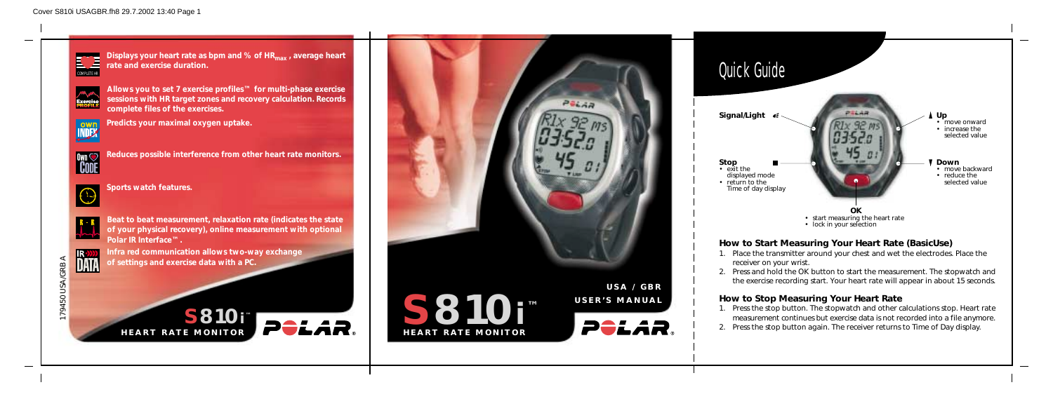**Displays your heart rate as bpm and % of $HR_{max}$ , average heart rate and exercise duration.**

**Allows you to set 7 exercise profiles™ for multi-phase exercise sessions with HR target zones and recovery calculation. Records complete files of the exercises.**

**Predicts your maximal oxygen uptake.**

**Reduces possible interference from other heart rate monitors.**

**Sports watch features.**

**Beat to beat measurement, relaxation rate (indicates the state of your physical recovery), online measurement with optional Polar IR Interface™ .**

**Infra red communication allows two-way exchange of settings and exercise data with a PC.**

179450 USA/GBR A

**S810i™**
**HEART RATE MONITOR**

POLAR®

**S810i™**
**HEART RATE MONITOR**

**USA / GBR**
**USER'S MANUAL**

POLAR®

# Quick Guide

**Signal/Light**

**Stop**
- exit the displayed mode
- return to the Time of day display

**Up**
- move onward
- increase the selected value

**Down**
- move backward
- reduce the selected value

**OK**
- start measuring the heart rate
- lock in your selection

### How to Start Measuring Your Heart Rate (BasicUse)

1. Place the transmitter around your chest and wet the electrodes. Place the receiver on your wrist.
2. Press and hold the OK button to start the measurement. The stopwatch and the exercise recording start. Your heart rate will appear in about 15 seconds.

### How to Stop Measuring Your Heart Rate

1. Press the stop button. The stopwatch and other calculations stop. Heart rate measurement continues but exercise data is not recorded into a file anymore.
2. Press the stop button again. The receiver returns to Time of Day display.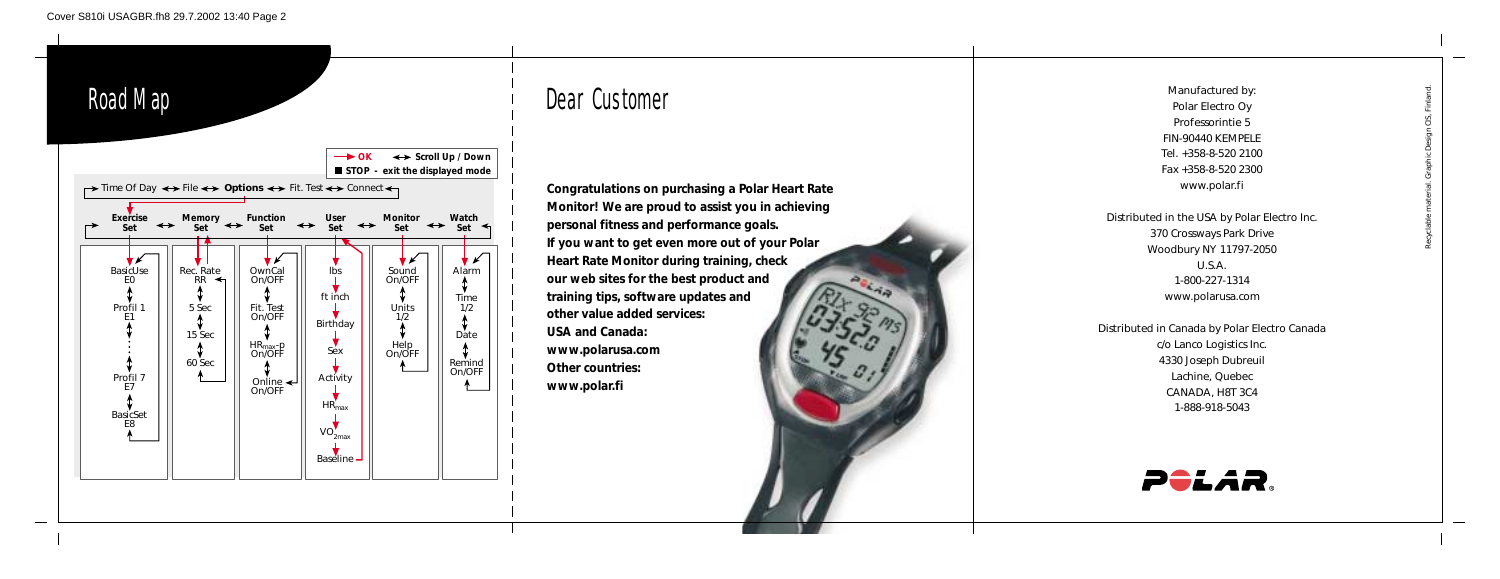# Road Map

→ OK ↔ Scroll Up / Down
■ STOP - exit the displayed mode

→ Time Of Day ↔ File ↔ **Options** ↔ Fit. Test ↔ Connect

| Exercise Set | Memory Set | Function Set | User Set | Monitor Set | Watch Set |
|---|---|---|---|---|---|
| BasicUse E0 | Rec. Rate RR | OwnCal On/OFF | lbs | Sound On/OFF | Alarm |
| Profil 1 E1 | 5 Sec | Fit. Test On/OFF | ft inch | Units 1/2 | Time 1/2 |
| : | 15 Sec | $HR_{max}$-p On/OFF | Birthday | Help On/OFF | Date |
| Profil 7 E7 | 60 Sec | Online On/OFF | Sex | | Remind On/OFF |
| BasicSet E8 | | | Activity | | |
| | | | $HR_{max}$ | | |
| | | | $VO_{2max}$ | | |
| | | | Baseline | | |

# Dear Customer

**Congratulations on purchasing a Polar Heart Rate Monitor! We are proud to assist you in achieving personal fitness and performance goals. If you want to get even more out of your Polar Heart Rate Monitor during training, check our web sites for the best product and training tips, software updates and other value added services:**
**USA and Canada:**
**www.polarusa.com**
**Other countries:**
**www.polar.fi**

Manufactured by:
Polar Electro Oy
Professorintie 5
FIN-90440 KEMPELE
Tel. +358-8-520 2100
Fax +358-8-520 2300
www.polar.fi

Distributed in the USA by Polar Electro Inc.
370 Crossways Park Drive
Woodbury NY 11797-2050
U.S.A.
1-800-227-1314
www.polarusa.com

Distributed in Canada by Polar Electro Canada
c/o Lanco Logistics Inc.
4330 Joseph Dubreuil
Lachine, Quebec
CANADA, H8T 3C4
1-888-918-5043

POLAR®

Recyclable material. Graphic Design OS, Finland.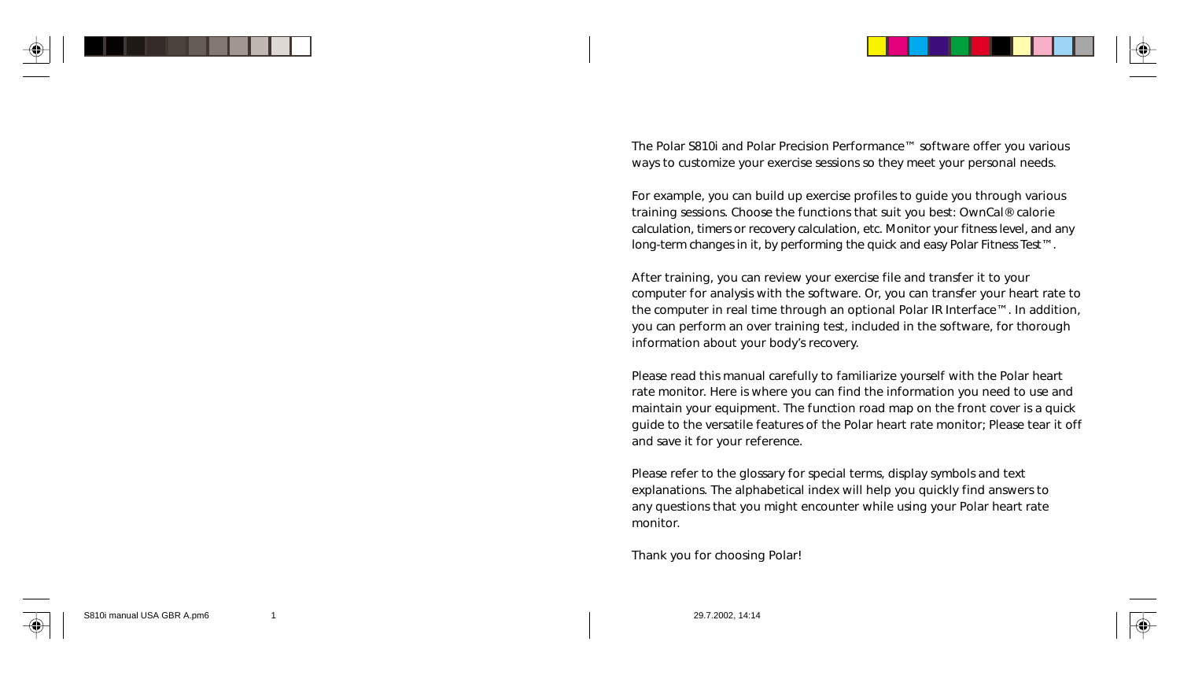The Polar S810i and Polar Precision Performance™ software offer you various ways to customize your exercise sessions so they meet your personal needs.

For example, you can build up exercise profiles to guide you through various training sessions. Choose the functions that suit you best: OwnCal® calorie calculation, timers or recovery calculation, etc. Monitor your fitness level, and any long-term changes in it, by performing the quick and easy Polar Fitness Test™.

After training, you can review your exercise file and transfer it to your computer for analysis with the software. Or, you can transfer your heart rate to the computer in real time through an optional Polar IR Interface™. In addition, you can perform an over training test, included in the software, for thorough information about your body's recovery.

Please read this manual carefully to familiarize yourself with the Polar heart rate monitor. Here is where you can find the information you need to use and maintain your equipment. The function road map on the front cover is a quick guide to the versatile features of the Polar heart rate monitor; Please tear it off and save it for your reference.

Please refer to the glossary for special terms, display symbols and text explanations. The alphabetical index will help you quickly find answers to any questions that you might encounter while using your Polar heart rate monitor.

Thank you for choosing Polar!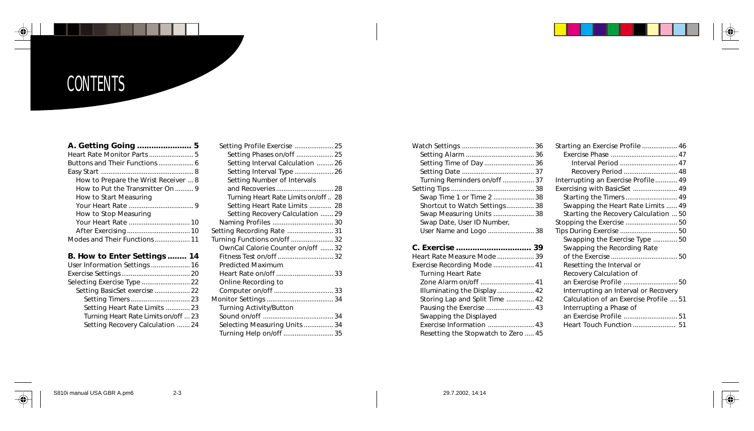# CONTENTS

**A. Getting Going ....................... 5**
Heart Rate Monitor Parts ........................ 5
Buttons and Their Functions .................. 6
Easy Start .................................................. 8
- How to Prepare the Wrist Receiver ... 8
- How to Put the Transmitter On .......... 9
- How to Start Measuring Your Heart Rate ................................... 9
- How to Stop Measuring Your Heart Rate ................................. 10
- After Exercising .................................. 10

Modes and Their Functions ................... 11

**B. How to Enter Settings ........ 14**
User Information Settings ..................... 16
Exercise Settings ..................................... 20
Selecting Exercise Type .......................... 22
- Setting BasicSet exercise ................... 22
  - Setting Timers ................................. 23
  - Setting Heart Rate Limits ............. 23
  - Turning Heart Rate Limits on/off ... 23
  - Setting Recovery Calculation ....... 24
- Setting Profile Exercise ..................... 25
  - Setting Phases on/off .................... 25
  - Setting Interval Calculation ......... 26
  - Setting Interval Type ..................... 26
  - Setting Number of Intervals and Recoveries ............................... 28
  - Turning Heart Rate Limits on/off .. 28
  - Setting Heart Rate Limits ............ 28
  - Setting Recovery Calculation ....... 29
- Naming Profiles ................................. 30

Setting Recording Rate ......................... 31
Turning Functions on/off ....................... 32
- OwnCal Calorie Counter on/off ....... 32
- Fitness Test on/off .............................. 32
- Predicted Maximum Heart Rate on/off ............................... 33
- Online Recording to Computer on/off ................................ 33

Monitor Settings .................................... 34
- Turning Activity/Button Sound on/off ..................................... 34
- Selecting Measuring Units ................ 34
- Turning Help on/off ........................... 35

Watch Settings ....................................... 36
- Setting Alarm ..................................... 36
- Setting Time of Day ........................... 36
- Setting Date ....................................... 37
- Turning Reminders on/off ................. 37

Setting Tips ............................................. 38
- Swap Time 1 or Time 2 ...................... 38
- Shortcut to Watch Settings ............... 38
- Swap Measuring Units ....................... 38
- Swap Date, User ID Number, User Name and Logo ......................... 38

**C. Exercise ................................ 39**
Heart Rate Measure Mode .................... 39
Exercise Recording Mode ...................... 41
- Turning Heart Rate Zone Alarm on/off ............................. 41
- Illuminating the Display .................... 42
- Storing Lap and Split Time ............... 42
- Pausing the Exercise .......................... 43
- Swapping the Displayed Exercise Information ......................... 43
- Resetting the Stopwatch to Zero ..... 45

Starting an Exercise Profile ................... 46
- Exercise Phase .................................... 47
  - Interval Period ............................... 47
  - Recovery Period ............................. 48

Interrupting an Exercise Profile ............ 49
Exercising with BasicSet ........................ 49
- Starting the Timers ............................ 49
- Swapping the Heart Rate Limits ...... 49
- Starting the Recovery Calculation ... 50

Stopping the Exercise ............................ 50
Tips During Exercise ............................... 50
- Swapping the Exercise Type ............. 50
- Swapping the Recording Rate of the Exercise .................................... 50
- Resetting the Interval or Recovery Calculation of an Exercise Profile ............................. 50
- Interrupting an Interval or Recovery Calculation of an Exercise Profile .... 51
- Interrupting a Phase of an Exercise Profile ............................. 51
- Heart Touch Function ....................... 51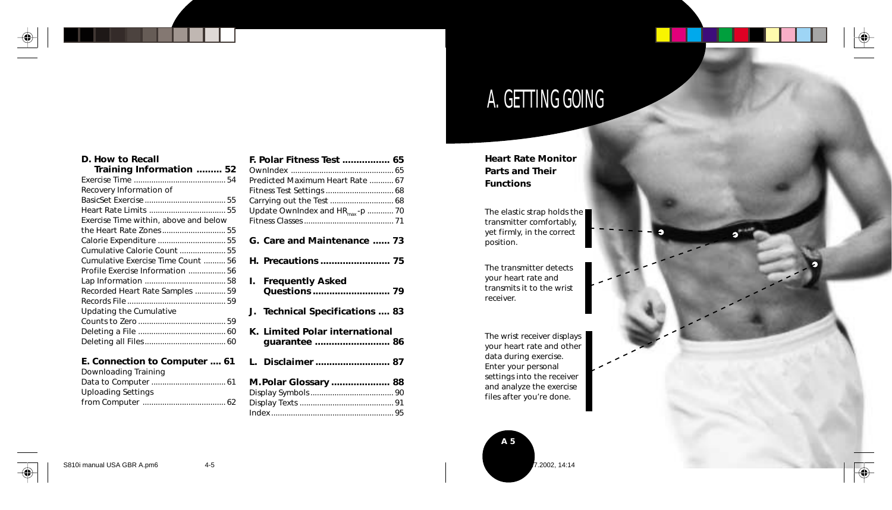**D. How to Recall Training Information ......... 52**
Exercise Time .......................................... 54
Recovery Information of
BasicSet Exercise ..................................... 55
Heart Rate Limits ................................... 55
Exercise Time within, above and below
the Heart Rate Zones ............................. 55
Calorie Expenditure ............................... 55
Cumulative Calorie Count ..................... 55
Cumulative Exercise Time Count .......... 56
Profile Exercise Information ................. 56
Lap Information ..................................... 58
Recorded Heart Rate Samples .............. 59
Records File ............................................. 59
Updating the Cumulative
Counts to Zero ........................................ 59
Deleting a File ........................................ 60
Deleting all Files ..................................... 60

**E. Connection to Computer .... 61**
Downloading Training
Data to Computer .................................. 61
Uploading Settings
from Computer ...................................... 62

**F. Polar Fitness Test ................. 65**
OwnIndex ............................................... 65
Predicted Maximum Heart Rate ........... 67
Fitness Test Settings ............................... 68
Carrying out the Test ............................. 68
Update OwnIndex and $HR_{max}$-p ............ 70
Fitness Classes ......................................... 71

**G. Care and Maintenance ...... 73**

**H. Precautions ......................... 75**

**I. Frequently Asked Questions ........................... 79**

**J. Technical Specifications .... 83**

**K. Limited Polar international guarantee ........................... 86**

**L. Disclaimer ........................... 87**

**M. Polar Glossary ..................... 88**
Display Symbols ...................................... 90
Display Texts ........................................... 91
Index ........................................................ 95

# A. GETTING GOING

## Heart Rate Monitor Parts and Their Functions

The elastic strap holds the transmitter comfortably, yet firmly, in the correct position.

The transmitter detects your heart rate and transmits it to the wrist receiver.

The wrist receiver displays your heart rate and other data during exercise. Enter your personal settings into the receiver and analyze the exercise files after you're done.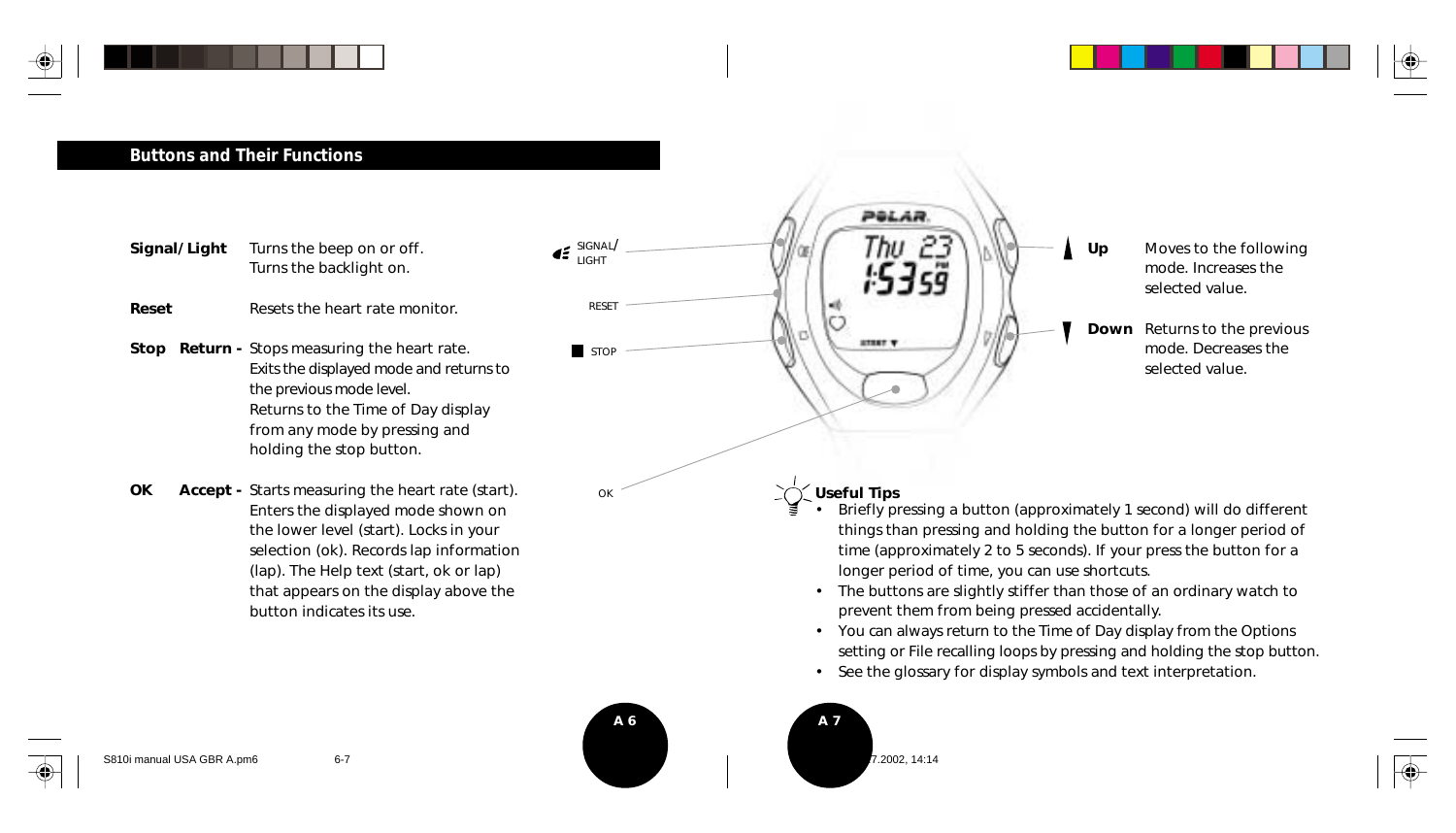## Buttons and Their Functions

**Signal/Light** Turns the beep on or off. Turns the backlight on.

**Reset** Resets the heart rate monitor.

**Stop Return -** Stops measuring the heart rate. Exits the displayed mode and returns to the previous mode level. Returns to the Time of Day display from any mode by pressing and holding the stop button.

**OK Accept -** Starts measuring the heart rate (start). Enters the displayed mode shown on the lower level (start). Locks in your selection (ok). Records lap information (lap). The Help text (start, ok or lap) that appears on the display above the button indicates its use.

SIGNAL/ LIGHT

RESET

STOP

OK

**Up** Moves to the following mode. Increases the selected value.

**Down** Returns to the previous mode. Decreases the selected value.

**Useful Tips**

- Briefly pressing a button (approximately 1 second) will do different things than pressing and holding the button for a longer period of time (approximately 2 to 5 seconds). If your press the button for a longer period of time, you can use shortcuts.
- The buttons are slightly stiffer than those of an ordinary watch to prevent them from being pressed accidentally.
- You can always return to the Time of Day display from the Options setting or File recalling loops by pressing and holding the stop button.
- See the glossary for display symbols and text interpretation.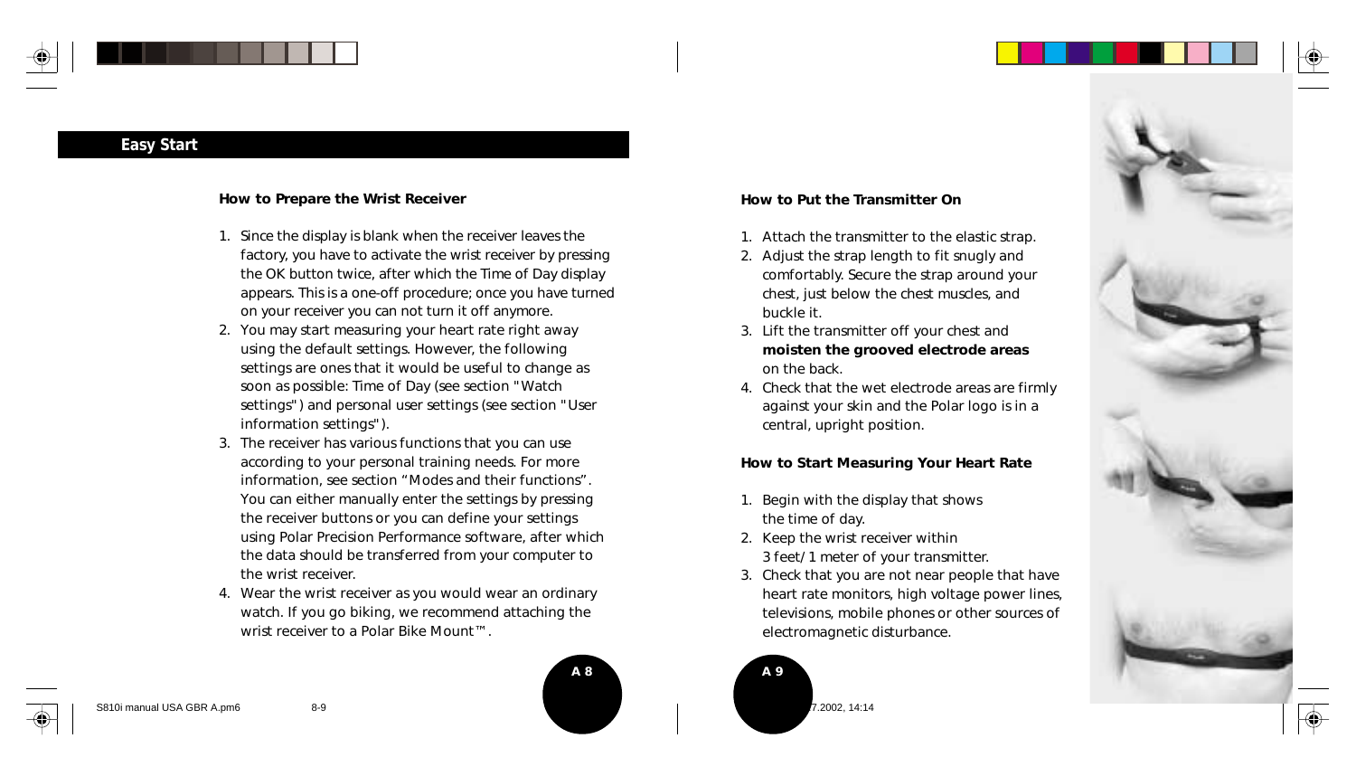## Easy Start

### How to Prepare the Wrist Receiver

1. Since the display is blank when the receiver leaves the factory, you have to activate the wrist receiver by pressing the OK button twice, after which the Time of Day display appears. This is a one-off procedure; once you have turned on your receiver you can not turn it off anymore.
2. You may start measuring your heart rate right away using the default settings. However, the following settings are ones that it would be useful to change as soon as possible: Time of Day (see section "Watch settings") and personal user settings (see section "User information settings").
3. The receiver has various functions that you can use according to your personal training needs. For more information, see section "Modes and their functions". You can either manually enter the settings by pressing the receiver buttons or you can define your settings using Polar Precision Performance software, after which the data should be transferred from your computer to the wrist receiver.
4. Wear the wrist receiver as you would wear an ordinary watch. If you go biking, we recommend attaching the wrist receiver to a Polar Bike Mount™.

### How to Put the Transmitter On

1. Attach the transmitter to the elastic strap.
2. Adjust the strap length to fit snugly and comfortably. Secure the strap around your chest, just below the chest muscles, and buckle it.
3. Lift the transmitter off your chest and **moisten the grooved electrode areas** on the back.
4. Check that the wet electrode areas are firmly against your skin and the Polar logo is in a central, upright position.

### How to Start Measuring Your Heart Rate

1. Begin with the display that shows the time of day.
2. Keep the wrist receiver within 3 feet/1 meter of your transmitter.
3. Check that you are not near people that have heart rate monitors, high voltage power lines, televisions, mobile phones or other sources of electromagnetic disturbance.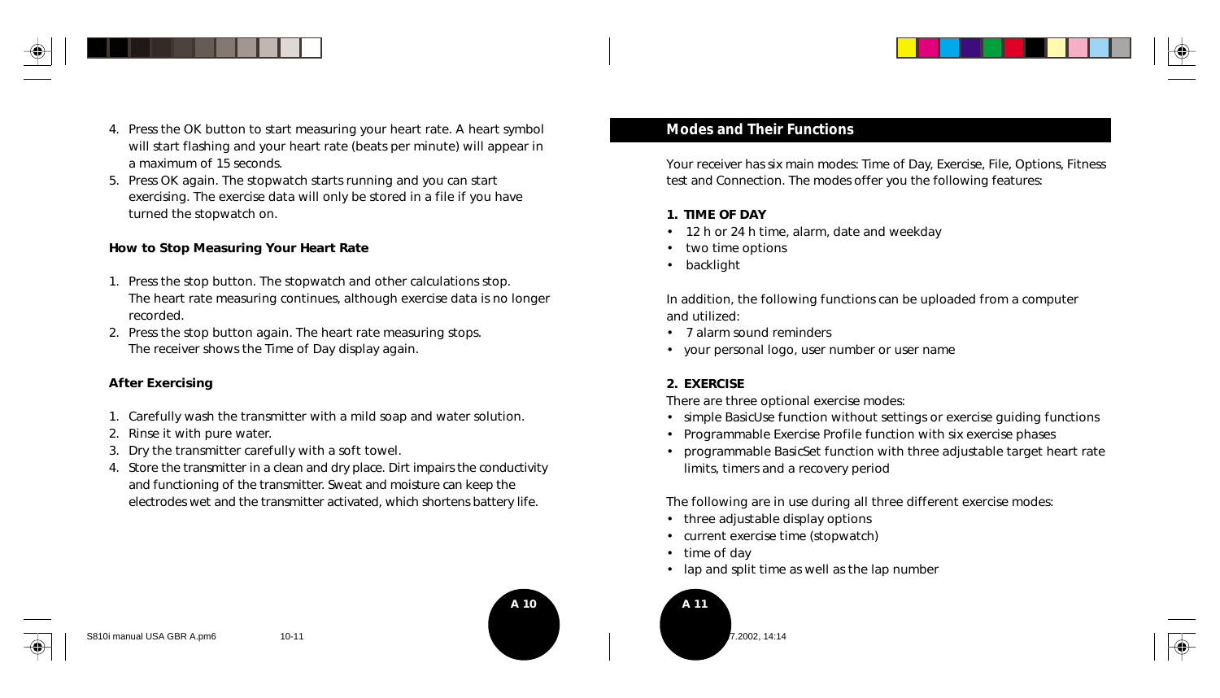4. Press the OK button to start measuring your heart rate. A heart symbol will start flashing and your heart rate (beats per minute) will appear in a maximum of 15 seconds.
5. Press OK again. The stopwatch starts running and you can start exercising. The exercise data will only be stored in a file if you have turned the stopwatch on.

**How to Stop Measuring Your Heart Rate**

1. Press the stop button. The stopwatch and other calculations stop. The heart rate measuring continues, although exercise data is no longer recorded.
2. Press the stop button again. The heart rate measuring stops. The receiver shows the Time of Day display again.

**After Exercising**

1. Carefully wash the transmitter with a mild soap and water solution.
2. Rinse it with pure water.
3. Dry the transmitter carefully with a soft towel.
4. Store the transmitter in a clean and dry place. Dirt impairs the conductivity and functioning of the transmitter. Sweat and moisture can keep the electrodes wet and the transmitter activated, which shortens battery life.

## Modes and Their Functions

Your receiver has six main modes: Time of Day, Exercise, File, Options, Fitness test and Connection. The modes offer you the following features:

**1. TIME OF DAY**

- 12 h or 24 h time, alarm, date and weekday
- two time options
- backlight

In addition, the following functions can be uploaded from a computer and utilized:

- 7 alarm sound reminders
- your personal logo, user number or user name

**2. EXERCISE**

There are three optional exercise modes:

- simple BasicUse function without settings or exercise guiding functions
- Programmable Exercise Profile function with six exercise phases
- programmable BasicSet function with three adjustable target heart rate limits, timers and a recovery period

The following are in use during all three different exercise modes:

- three adjustable display options
- current exercise time (stopwatch)
- time of day
- lap and split time as well as the lap number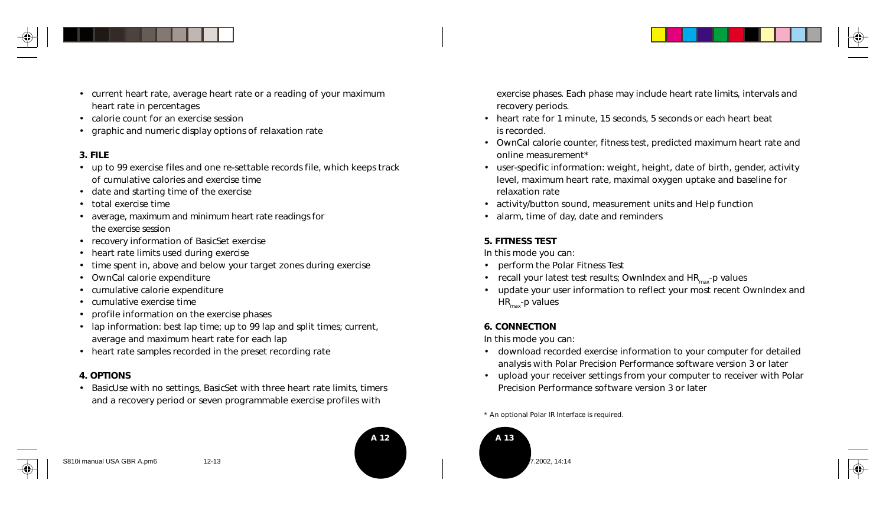- current heart rate, average heart rate or a reading of your maximum heart rate in percentages
- calorie count for an exercise session
- graphic and numeric display options of relaxation rate

**3. FILE**

- up to 99 exercise files and one re-settable records file, which keeps track of cumulative calories and exercise time
- date and starting time of the exercise
- total exercise time
- average, maximum and minimum heart rate readings for the exercise session
- recovery information of BasicSet exercise
- heart rate limits used during exercise
- time spent in, above and below your target zones during exercise
- OwnCal calorie expenditure
- cumulative calorie expenditure
- cumulative exercise time
- profile information on the exercise phases
- lap information: best lap time; up to 99 lap and split times; current, average and maximum heart rate for each lap
- heart rate samples recorded in the preset recording rate

**4. OPTIONS**

- BasicUse with no settings, BasicSet with three heart rate limits, timers and a recovery period or seven programmable exercise profiles with exercise phases. Each phase may include heart rate limits, intervals and recovery periods.
- heart rate for 1 minute, 15 seconds, 5 seconds or each heart beat is recorded.
- OwnCal calorie counter, fitness test, predicted maximum heart rate and online measurement*
- user-specific information: weight, height, date of birth, gender, activity level, maximum heart rate, maximal oxygen uptake and baseline for relaxation rate
- activity/button sound, measurement units and Help function
- alarm, time of day, date and reminders

**5. FITNESS TEST**

In this mode you can:

- perform the Polar Fitness Test
- recall your latest test results; OwnIndex and $HR_{max}$-p values
- update your user information to reflect your most recent OwnIndex and $HR_{max}$-p values

**6. CONNECTION**

In this mode you can:

- download recorded exercise information to your computer for detailed analysis with Polar Precision Performance software version 3 or later
- upload your receiver settings from your computer to receiver with Polar Precision Performance software version 3 or later

* An optional Polar IR Interface is required.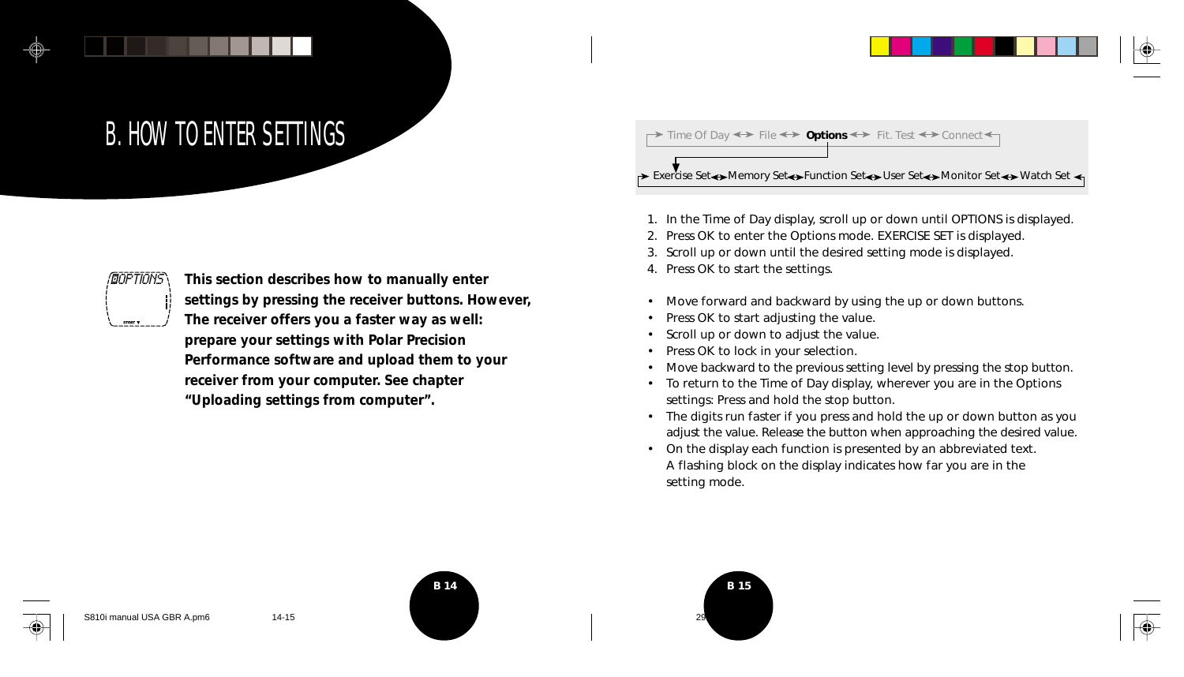# B. HOW TO ENTER SETTINGS

**This section describes how to manually enter settings by pressing the receiver buttons. However, The receiver offers you a faster way as well: prepare your settings with Polar Precision Performance software and upload them to your receiver from your computer. See chapter "Uploading settings from computer".**

→ Time Of Day ↔ File ↔ **Options** ↔ Fit. Test ↔ Connect

→ Exercise Set ↔ Memory Set ↔ Function Set ↔ User Set ↔ Monitor Set ↔ Watch Set

1. In the Time of Day display, scroll up or down until OPTIONS is displayed.
2. Press OK to enter the Options mode. EXERCISE SET is displayed.
3. Scroll up or down until the desired setting mode is displayed.
4. Press OK to start the settings.

- Move forward and backward by using the up or down buttons.
- Press OK to start adjusting the value.
- Scroll up or down to adjust the value.
- Press OK to lock in your selection.
- Move backward to the previous setting level by pressing the stop button.
- To return to the Time of Day display, wherever you are in the Options settings: Press and hold the stop button.
- The digits run faster if you press and hold the up or down button as you adjust the value. Release the button when approaching the desired value.
- On the display each function is presented by an abbreviated text. A flashing block on the display indicates how far you are in the setting mode.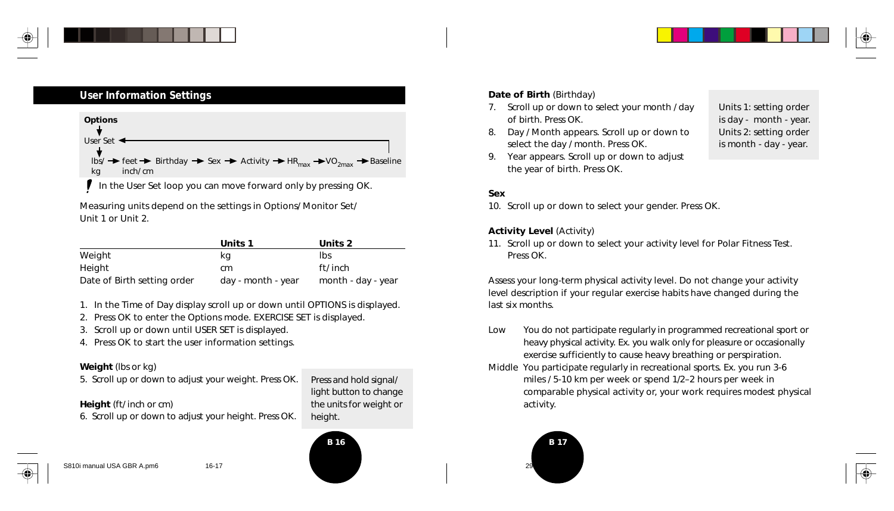## User Information Settings

**Options**
↓
User Set ←
↓
lbs/kg → feet inch/cm → Birthday → Sex → Activity → $HR_{max}$ → $VO_{2max}$ → Baseline

! In the User Set loop you can move forward only by pressing OK.

Measuring units depend on the settings in Options/Monitor Set/ Unit 1 or Unit 2.

| | Units 1 | Units 2 |
|---|---|---|
| Weight | kg | lbs |
| Height | cm | ft/inch |
| Date of Birth setting order | day - month - year | month - day - year |

1. In the Time of Day display scroll up or down until OPTIONS is displayed.
2. Press OK to enter the Options mode. EXERCISE SET is displayed.
3. Scroll up or down until USER SET is displayed.
4. Press OK to start the user information settings.

**Weight** (lbs or kg)

5. Scroll up or down to adjust your weight. Press OK.

**Height** (ft/inch or cm)

6. Scroll up or down to adjust your height. Press OK.

Press and hold signal/light button to change the units for weight or height.

**Date of Birth** (Birthday)

7. Scroll up or down to select your month /day of birth. Press OK.
8. Day /Month appears. Scroll up or down to select the day /month. Press OK.
9. Year appears. Scroll up or down to adjust the year of birth. Press OK.

Units 1: setting order is day - month - year. Units 2: setting order is month - day - year.

**Sex**

10. Scroll up or down to select your gender. Press OK.

**Activity Level** (Activity)

11. Scroll up or down to select your activity level for Polar Fitness Test. Press OK.

Assess your long-term physical activity level. Do not change your activity level description if your regular exercise habits have changed during the last six months.

Low — You do not participate regularly in programmed recreational sport or heavy physical activity. Ex. you walk only for pleasure or occasionally exercise sufficiently to cause heavy breathing or perspiration.

Middle — You participate regularly in recreational sports. Ex. you run 3-6 miles / 5-10 km per week or spend 1/2–2 hours per week in comparable physical activity or, your work requires modest physical activity.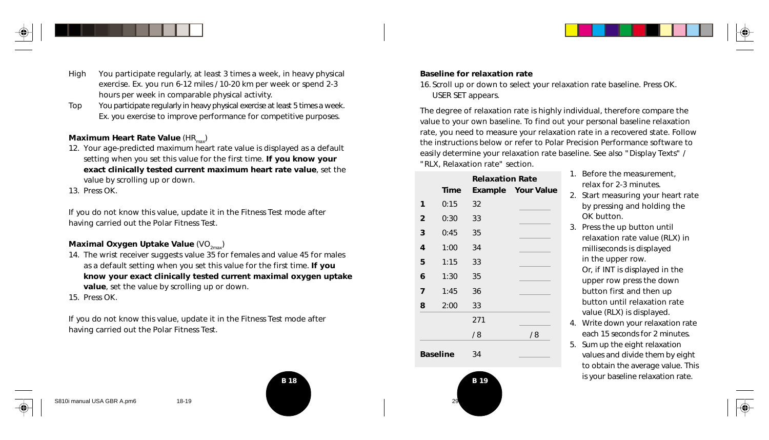High You participate regularly, at least 3 times a week, in heavy physical exercise. Ex. you run 6-12 miles / 10-20 km per week or spend 2-3 hours per week in comparable physical activity.

Top You participate regularly in heavy physical exercise at least 5 times a week. Ex. you exercise to improve performance for competitive purposes.

**Maximum Heart Rate Value** ($HR_{max}$)

12. Your age-predicted maximum heart rate value is displayed as a default setting when you set this value for the first time. **If you know your exact clinically tested current maximum heart rate value**, set the value by scrolling up or down.
13. Press OK.

If you do not know this value, update it in the Fitness Test mode after having carried out the Polar Fitness Test.

**Maximal Oxygen Uptake Value** ($VO_{2max}$)

14. The wrist receiver suggests value 35 for females and value 45 for males as a default setting when you set this value for the first time. **If you know your exact clinically tested current maximal oxygen uptake value**, set the value by scrolling up or down.
15. Press OK.

If you do not know this value, update it in the Fitness Test mode after having carried out the Polar Fitness Test.

**Baseline for relaxation rate**

16. Scroll up or down to select your relaxation rate baseline. Press OK. USER SET appears.

The degree of relaxation rate is highly individual, therefore compare the value to your own baseline. To find out your personal baseline relaxation rate, you need to measure your relaxation rate in a recovered state. Follow the instructions below or refer to Polar Precision Performance software to easily determine your relaxation rate baseline. See also "Display Texts" / "RLX, Relaxation rate" section.

| | | Relaxation Rate | |
|---|---|---|---|
| | Time | Example | Your Value |
| 1 | 0:15 | 32 | ______ |
| 2 | 0:30 | 33 | ______ |
| 3 | 0:45 | 35 | ______ |
| 4 | 1:00 | 34 | ______ |
| 5 | 1:15 | 33 | ______ |
| 6 | 1:30 | 35 | ______ |
| 7 | 1:45 | 36 | ______ |
| 8 | 2:00 | 33 | ______ |
| | | 271 | ______ |
| | | / 8 | / 8 |
| Baseline | | 34 | ______ |

1. Before the measurement, relax for 2-3 minutes.
2. Start measuring your heart rate by pressing and holding the OK button.
3. Press the up button until relaxation rate value (RLX) in milliseconds is displayed in the upper row. Or, if INT is displayed in the upper row press the down button first and then up button until relaxation rate value (RLX) is displayed.
4. Write down your relaxation rate each 15 seconds for 2 minutes.
5. Sum up the eight relaxation values and divide them by eight to obtain the average value. This is your baseline relaxation rate.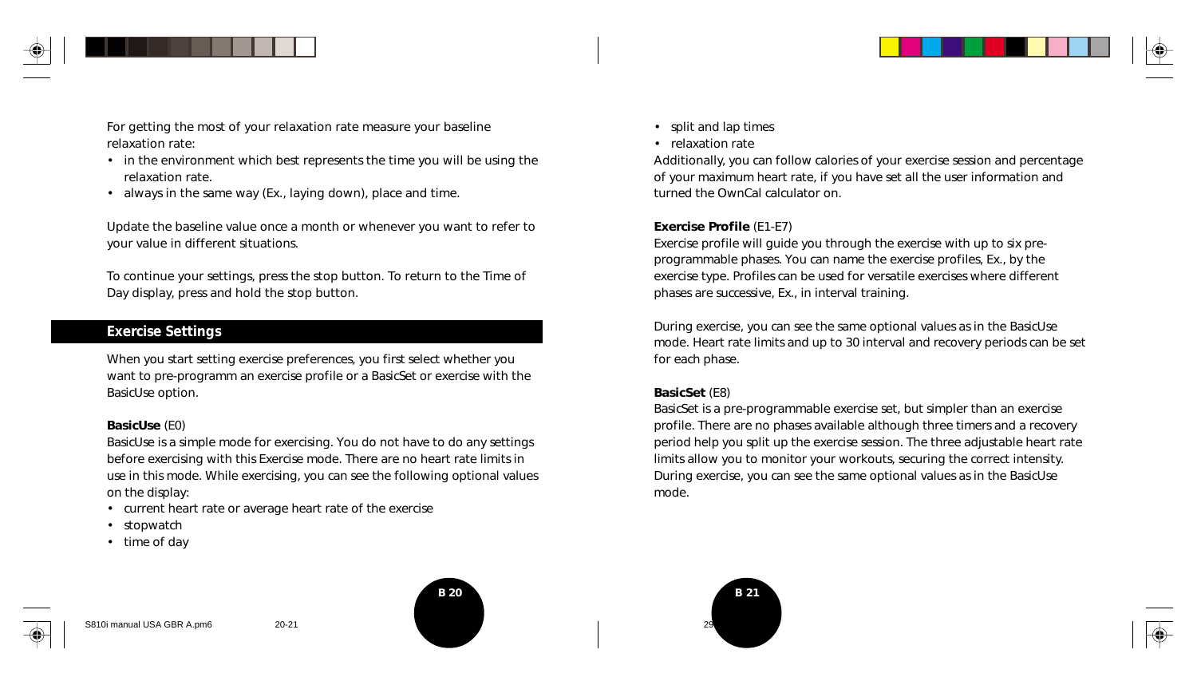For getting the most of your relaxation rate measure your baseline relaxation rate:

- in the environment which best represents the time you will be using the relaxation rate.
- always in the same way (Ex., laying down), place and time.

Update the baseline value once a month or whenever you want to refer to your value in different situations.

To continue your settings, press the stop button. To return to the Time of Day display, press and hold the stop button.

## Exercise Settings

When you start setting exercise preferences, you first select whether you want to pre-programm an exercise profile or a BasicSet or exercise with the BasicUse option.

**BasicUse** (E0)
BasicUse is a simple mode for exercising. You do not have to do any settings before exercising with this Exercise mode. There are no heart rate limits in use in this mode. While exercising, you can see the following optional values on the display:

- current heart rate or average heart rate of the exercise
- stopwatch
- time of day
- split and lap times
- relaxation rate

Additionally, you can follow calories of your exercise session and percentage of your maximum heart rate, if you have set all the user information and turned the OwnCal calculator on.

**Exercise Profile** (E1-E7)
Exercise profile will guide you through the exercise with up to six pre-programmable phases. You can name the exercise profiles, Ex., by the exercise type. Profiles can be used for versatile exercises where different phases are successive, Ex., in interval training.

During exercise, you can see the same optional values as in the BasicUse mode. Heart rate limits and up to 30 interval and recovery periods can be set for each phase.

**BasicSet** (E8)
BasicSet is a pre-programmable exercise set, but simpler than an exercise profile. There are no phases available although three timers and a recovery period help you split up the exercise session. The three adjustable heart rate limits allow you to monitor your workouts, securing the correct intensity. During exercise, you can see the same optional values as in the BasicUse mode.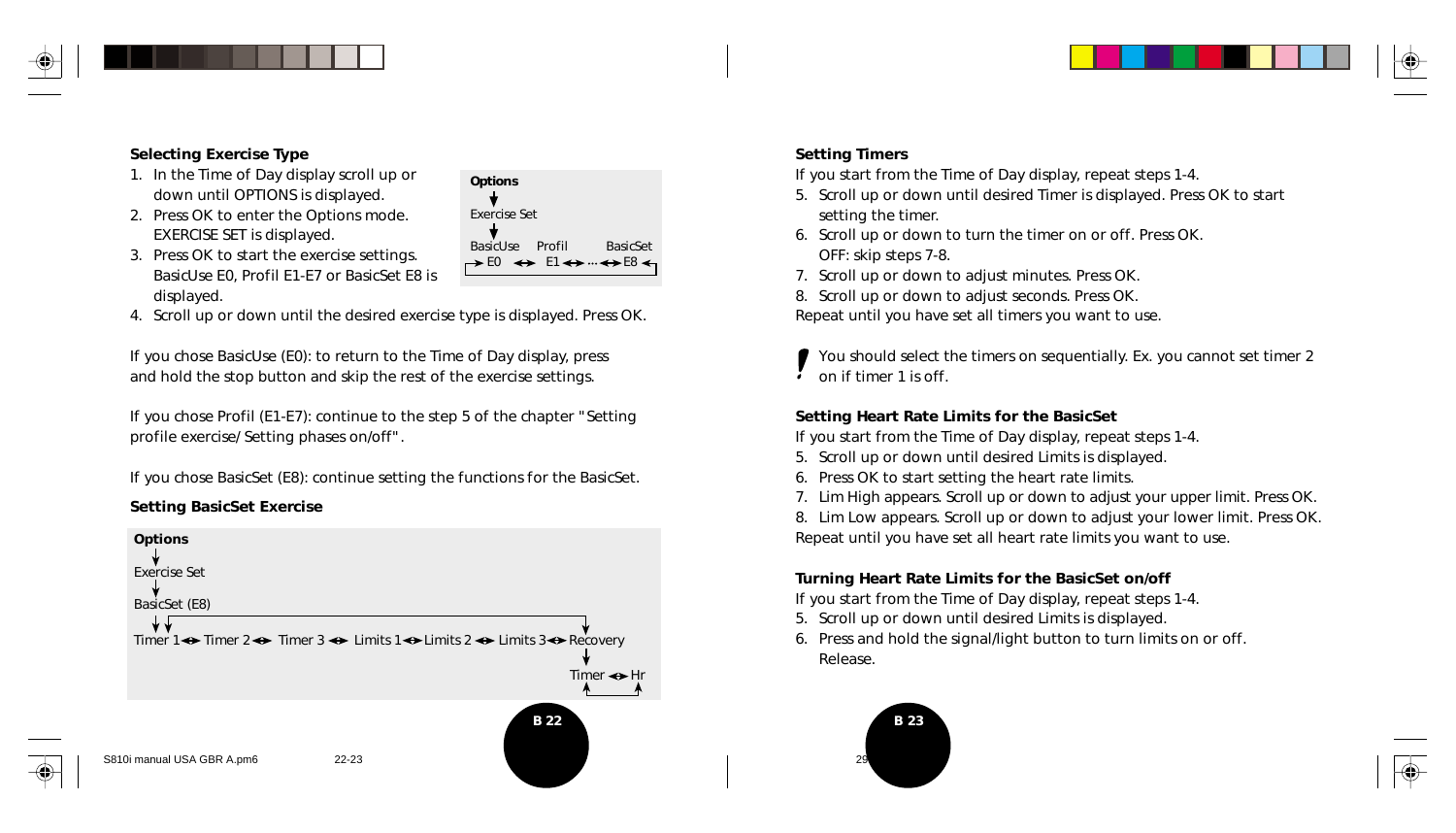### Selecting Exercise Type

1. In the Time of Day display scroll up or down until OPTIONS is displayed.
2. Press OK to enter the Options mode. EXERCISE SET is displayed.
3. Press OK to start the exercise settings. BasicUse E0, Profil E1-E7 or BasicSet E8 is displayed.
4. Scroll up or down until the desired exercise type is displayed. Press OK.

**Options**
↓
Exercise Set
↓
BasicUse E0 ↔ Profil E1 ↔ ... ↔ BasicSet E8

If you chose BasicUse (E0): to return to the Time of Day display, press and hold the stop button and skip the rest of the exercise settings.

If you chose Profil (E1-E7): continue to the step 5 of the chapter "Setting profile exercise/ Setting phases on/off".

If you chose BasicSet (E8): continue setting the functions for the BasicSet.

### Setting BasicSet Exercise

**Options**
↓
Exercise Set
↓
BasicSet (E8)
↓
Timer 1 ↔ Timer 2 ↔ Timer 3 ↔ Limits 1 ↔ Limits 2 ↔ Limits 3 ↔ Recovery
↓
Timer ↔ Hr

### Setting Timers

If you start from the Time of Day display, repeat steps 1-4.

5. Scroll up or down until desired Timer is displayed. Press OK to start setting the timer.
6. Scroll up or down to turn the timer on or off. Press OK. OFF: skip steps 7-8.
7. Scroll up or down to adjust minutes. Press OK.
8. Scroll up or down to adjust seconds. Press OK.

Repeat until you have set all timers you want to use.

**!** You should select the timers on sequentially. Ex. you cannot set timer 2 on if timer 1 is off.

### Setting Heart Rate Limits for the BasicSet

If you start from the Time of Day display, repeat steps 1-4.

5. Scroll up or down until desired Limits is displayed.
6. Press OK to start setting the heart rate limits.
7. Lim High appears. Scroll up or down to adjust your upper limit. Press OK.
8. Lim Low appears. Scroll up or down to adjust your lower limit. Press OK.

Repeat until you have set all heart rate limits you want to use.

### Turning Heart Rate Limits for the BasicSet on/off

If you start from the Time of Day display, repeat steps 1-4.

5. Scroll up or down until desired Limits is displayed.
6. Press and hold the signal/light button to turn limits on or off. Release.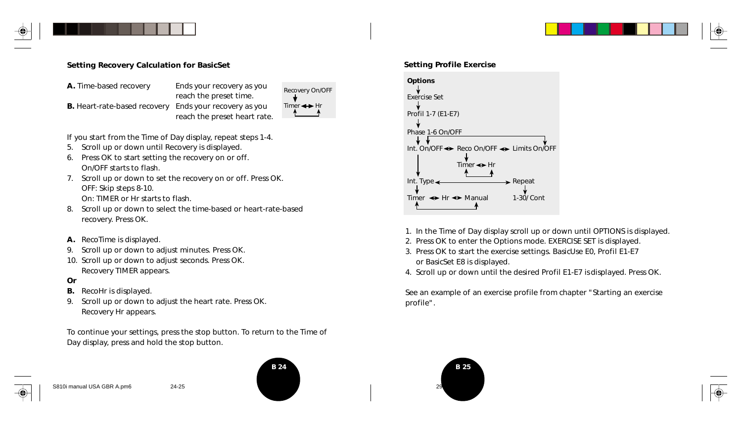## Setting Recovery Calculation for BasicSet

| | |
|---|---|
| **A.** Time-based recovery | Ends your recovery as you reach the preset time. |
| **B.** Heart-rate-based recovery | Ends your recovery as you reach the preset heart rate. |

Recovery On/OFF
↓
Timer ◄► Hr

If you start from the Time of Day display, repeat steps 1-4.

5. Scroll up or down until Recovery is displayed.
6. Press OK to start setting the recovery on or off.
   On/OFF starts to flash.
7. Scroll up or down to set the recovery on or off. Press OK.
   OFF: Skip steps 8-10.
   On: TIMER or Hr starts to flash.
8. Scroll up or down to select the time-based or heart-rate-based recovery. Press OK.

**A.** RecoTime is displayed.

9. Scroll up or down to adjust minutes. Press OK.
10. Scroll up or down to adjust seconds. Press OK.
    Recovery TIMER appears.

**Or**

**B.** RecoHr is displayed.

9. Scroll up or down to adjust the heart rate. Press OK.
   Recovery Hr appears.

To continue your settings, press the stop button. To return to the Time of Day display, press and hold the stop button.

## Setting Profile Exercise

**Options**
↓
Exercise Set
↓
Profil 1-7 (E1-E7)
↓
Phase 1-6 On/OFF
↓
Int. On/OFF ◄► Reco On/OFF ◄► Limits On/OFF
Reco On/OFF → Timer ◄► Hr
Int. On/OFF → Int. Type ◄► Repeat
Int. Type → Timer ◄► Hr ◄► Manual
Repeat → 1-30/ Cont

1. In the Time of Day display scroll up or down until OPTIONS is displayed.
2. Press OK to enter the Options mode. EXERCISE SET is displayed.
3. Press OK to start the exercise settings. BasicUse E0, Profil E1-E7 or BasicSet E8 is displayed.
4. Scroll up or down until the desired Profil E1-E7 is displayed. Press OK.

See an example of an exercise profile from chapter "Starting an exercise profile".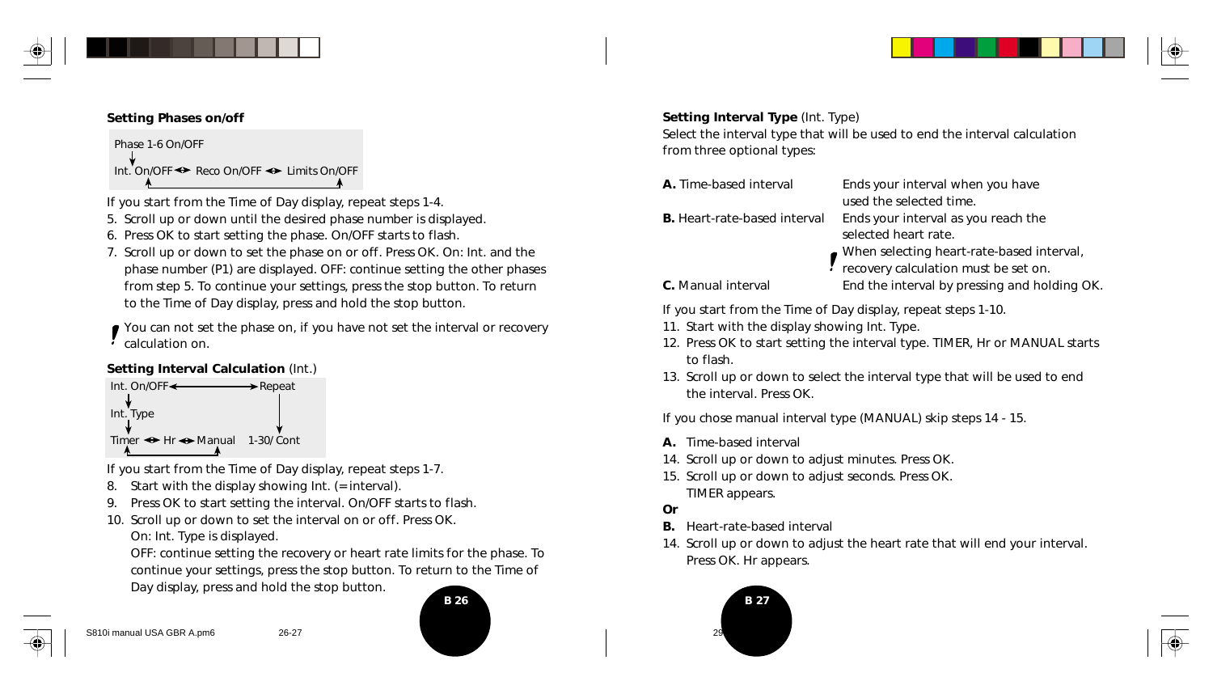**Setting Phases on/off**

```
Phase 1-6 On/OFF
Int. On/OFF <-> Reco On/OFF <-> Limits On/OFF
```

If you start from the Time of Day display, repeat steps 1-4.

5. Scroll up or down until the desired phase number is displayed.
6. Press OK to start setting the phase. On/OFF starts to flash.
7. Scroll up or down to set the phase on or off. Press OK. On: Int. and the phase number (P1) are displayed. OFF: continue setting the other phases from step 5. To continue your settings, press the stop button. To return to the Time of Day display, press and hold the stop button.

**!** You can not set the phase on, if you have not set the interval or recovery calculation on.

**Setting Interval Calculation** (Int.)

```
Int. On/OFF <-----> Repeat
Int. Type
Timer <-> Hr <-> Manual    1-30/ Cont
```

If you start from the Time of Day display, repeat steps 1-7.

8. Start with the display showing Int. (= interval).
9. Press OK to start setting the interval. On/OFF starts to flash.
10. Scroll up or down to set the interval on or off. Press OK.
    On: Int. Type is displayed.
    OFF: continue setting the recovery or heart rate limits for the phase. To continue your settings, press the stop button. To return to the Time of Day display, press and hold the stop button.

**Setting Interval Type** (Int. Type)

Select the interval type that will be used to end the interval calculation from three optional types:

**A.** Time-based interval — Ends your interval when you have used the selected time.

**B.** Heart-rate-based interval — Ends your interval as you reach the selected heart rate.

**!** When selecting heart-rate-based interval, recovery calculation must be set on.

**C.** Manual interval — End the interval by pressing and holding OK.

If you start from the Time of Day display, repeat steps 1-10.

11. Start with the display showing Int. Type.
12. Press OK to start setting the interval type. TIMER, Hr or MANUAL starts to flash.
13. Scroll up or down to select the interval type that will be used to end the interval. Press OK.

If you chose manual interval type (MANUAL) skip steps 14 - 15.

**A.** Time-based interval

14. Scroll up or down to adjust minutes. Press OK.
15. Scroll up or down to adjust seconds. Press OK.
    TIMER appears.

**Or**

**B.** Heart-rate-based interval

14. Scroll up or down to adjust the heart rate that will end your interval. Press OK. Hr appears.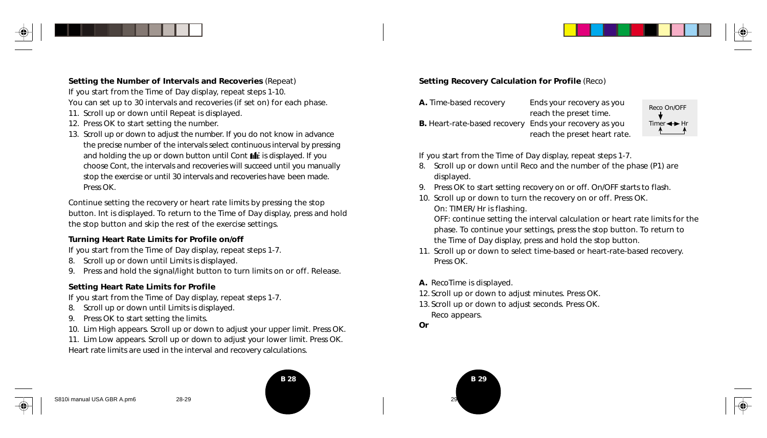**Setting the Number of Intervals and Recoveries** (Repeat)

If you start from the Time of Day display, repeat steps 1-10.

You can set up to 30 intervals and recoveries (if set on) for each phase.

11. Scroll up or down until Repeat is displayed.
12. Press OK to start setting the number.
13. Scroll up or down to adjust the number. If you do not know in advance the precise number of the intervals select continuous interval by pressing and holding the up or down button until Cont is displayed. If you choose Cont, the intervals and recoveries will succeed until you manually stop the exercise or until 30 intervals and recoveries have been made. Press OK.

Continue setting the recovery or heart rate limits by pressing the stop button. Int is displayed. To return to the Time of Day display, press and hold the stop button and skip the rest of the exercise settings.

**Turning Heart Rate Limits for Profile on/off**

If you start from the Time of Day display, repeat steps 1-7.

8. Scroll up or down until Limits is displayed.
9. Press and hold the signal/light button to turn limits on or off. Release.

**Setting Heart Rate Limits for Profile**

If you start from the Time of Day display, repeat steps 1-7.

8. Scroll up or down until Limits is displayed.
9. Press OK to start setting the limits.
10. Lim High appears. Scroll up or down to adjust your upper limit. Press OK.
11. Lim Low appears. Scroll up or down to adjust your lower limit. Press OK.

Heart rate limits are used in the interval and recovery calculations.

**Setting Recovery Calculation for Profile** (Reco)

| | |
|---|---|
| **A.** Time-based recovery | Ends your recovery as you reach the preset time. |
| **B.** Heart-rate-based recovery | Ends your recovery as you reach the preset heart rate. |

Reco On/OFF → Timer ◄► Hr

If you start from the Time of Day display, repeat steps 1-7.

8. Scroll up or down until Reco and the number of the phase (P1) are displayed.
9. Press OK to start setting recovery on or off. On/OFF starts to flash.
10. Scroll up or down to turn the recovery on or off. Press OK.
    On: TIMER/ Hr is flashing.
    OFF: continue setting the interval calculation or heart rate limits for the phase. To continue your settings, press the stop button. To return to the Time of Day display, press and hold the stop button.
11. Scroll up or down to select time-based or heart-rate-based recovery. Press OK.

**A.** RecoTime is displayed.

12. Scroll up or down to adjust minutes. Press OK.
13. Scroll up or down to adjust seconds. Press OK.
    Reco appears.

**Or**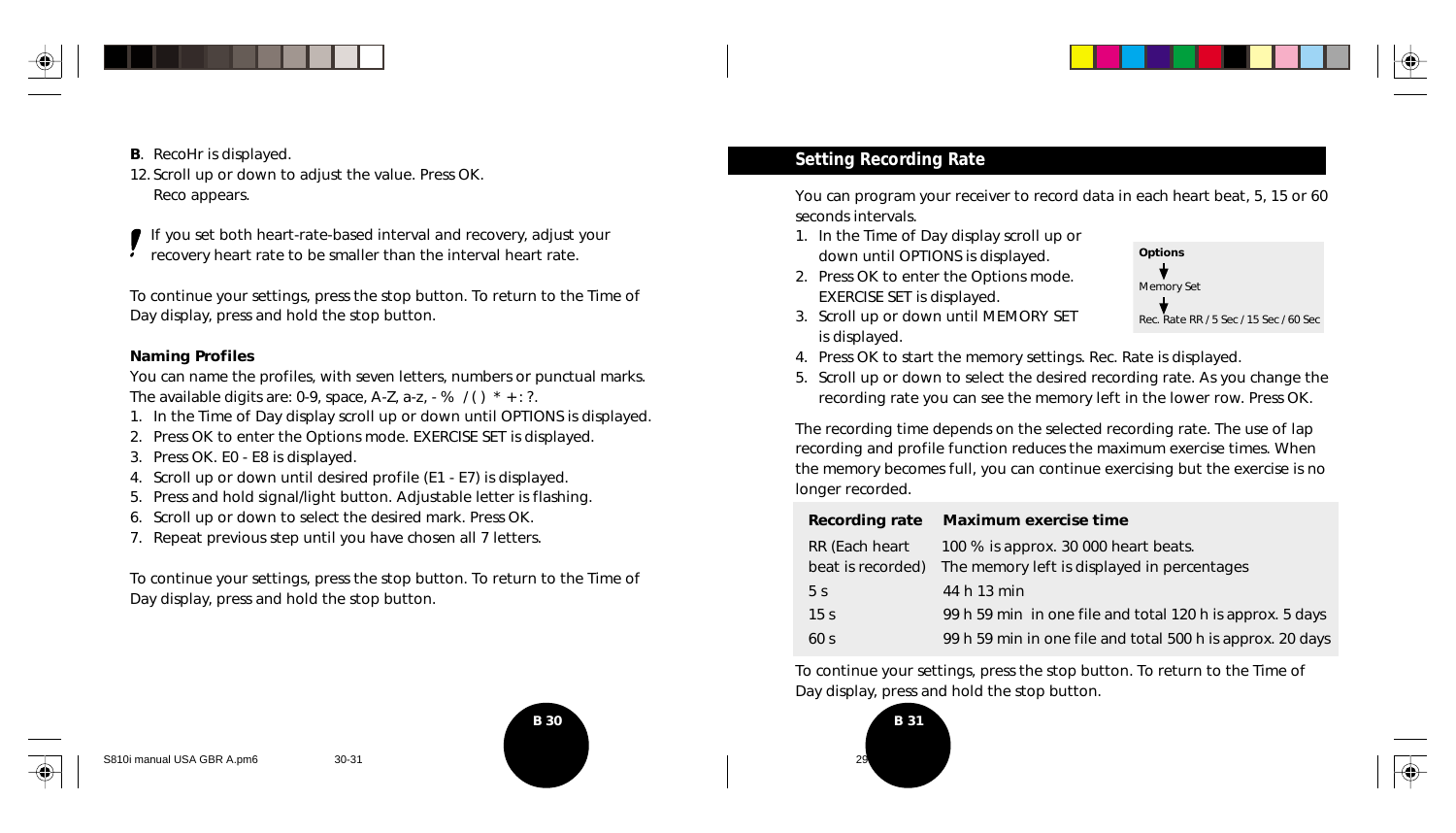**B**. RecoHr is displayed.

12. Scroll up or down to adjust the value. Press OK. Reco appears.

**!** If you set both heart-rate-based interval and recovery, adjust your recovery heart rate to be smaller than the interval heart rate.

To continue your settings, press the stop button. To return to the Time of Day display, press and hold the stop button.

**Naming Profiles**

You can name the profiles, with seven letters, numbers or punctual marks. The available digits are: 0-9, space, A-Z, a-z, - % / ( ) * + : ?.

1. In the Time of Day display scroll up or down until OPTIONS is displayed.
2. Press OK to enter the Options mode. EXERCISE SET is displayed.
3. Press OK. E0 - E8 is displayed.
4. Scroll up or down until desired profile (E1 - E7) is displayed.
5. Press and hold signal/light button. Adjustable letter is flashing.
6. Scroll up or down to select the desired mark. Press OK.
7. Repeat previous step until you have chosen all 7 letters.

To continue your settings, press the stop button. To return to the Time of Day display, press and hold the stop button.

## Setting Recording Rate

You can program your receiver to record data in each heart beat, 5, 15 or 60 seconds intervals.

1. In the Time of Day display scroll up or down until OPTIONS is displayed.
2. Press OK to enter the Options mode. EXERCISE SET is displayed.
3. Scroll up or down until MEMORY SET is displayed.
4. Press OK to start the memory settings. Rec. Rate is displayed.
5. Scroll up or down to select the desired recording rate. As you change the recording rate you can see the memory left in the lower row. Press OK.

**Options**
↓
Memory Set
↓
Rec. Rate RR / 5 Sec / 15 Sec / 60 Sec

The recording time depends on the selected recording rate. The use of lap recording and profile function reduces the maximum exercise times. When the memory becomes full, you can continue exercising but the exercise is no longer recorded.

| Recording rate | Maximum exercise time |
|---|---|
| RR (Each heart beat is recorded) | 100 % is approx. 30 000 heart beats. The memory left is displayed in percentages |
| 5 s | 44 h 13 min |
| 15 s | 99 h 59 min in one file and total 120 h is approx. 5 days |
| 60 s | 99 h 59 min in one file and total 500 h is approx. 20 days |

To continue your settings, press the stop button. To return to the Time of Day display, press and hold the stop button.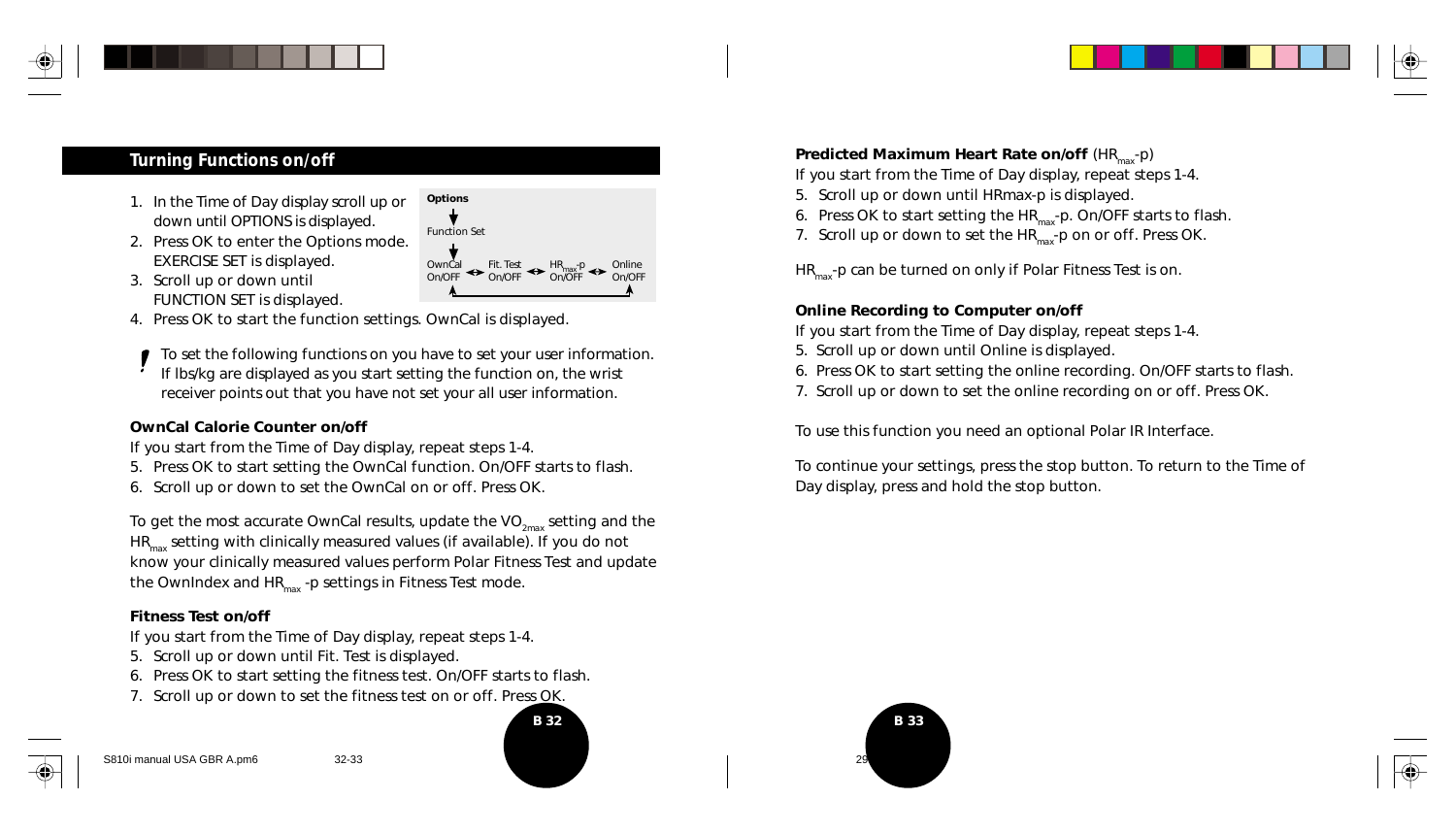## Turning Functions on/off

1. In the Time of Day display scroll up or down until OPTIONS is displayed.
2. Press OK to enter the Options mode. EXERCISE SET is displayed.
3. Scroll up or down until FUNCTION SET is displayed.
4. Press OK to start the function settings. OwnCal is displayed.

Options → Function Set → OwnCal On/OFF ↔ Fit. Test On/OFF ↔ $HR_{max}$-p On/OFF ↔ Online On/OFF

**!** To set the following functions on you have to set your user information. If lbs/kg are displayed as you start setting the function on, the wrist receiver points out that you have not set your all user information.

**OwnCal Calorie Counter on/off**

If you start from the Time of Day display, repeat steps 1-4.

5. Press OK to start setting the OwnCal function. On/OFF starts to flash.
6. Scroll up or down to set the OwnCal on or off. Press OK.

To get the most accurate OwnCal results, update the $VO_{2max}$ setting and the $HR_{max}$ setting with clinically measured values (if available). If you do not know your clinically measured values perform Polar Fitness Test and update the OwnIndex and $HR_{max}$ -p settings in Fitness Test mode.

**Fitness Test on/off**

If you start from the Time of Day display, repeat steps 1-4.

5. Scroll up or down until Fit. Test is displayed.
6. Press OK to start setting the fitness test. On/OFF starts to flash.
7. Scroll up or down to set the fitness test on or off. Press OK.

**Predicted Maximum Heart Rate on/off** ($HR_{max}$-p)

If you start from the Time of Day display, repeat steps 1-4.

5. Scroll up or down until HRmax-p is displayed.
6. Press OK to start setting the $HR_{max}$-p. On/OFF starts to flash.
7. Scroll up or down to set the $HR_{max}$-p on or off. Press OK.

$HR_{max}$-p can be turned on only if Polar Fitness Test is on.

**Online Recording to Computer on/off**

If you start from the Time of Day display, repeat steps 1-4.

5. Scroll up or down until Online is displayed.
6. Press OK to start setting the online recording. On/OFF starts to flash.
7. Scroll up or down to set the online recording on or off. Press OK.

To use this function you need an optional Polar IR Interface.

To continue your settings, press the stop button. To return to the Time of Day display, press and hold the stop button.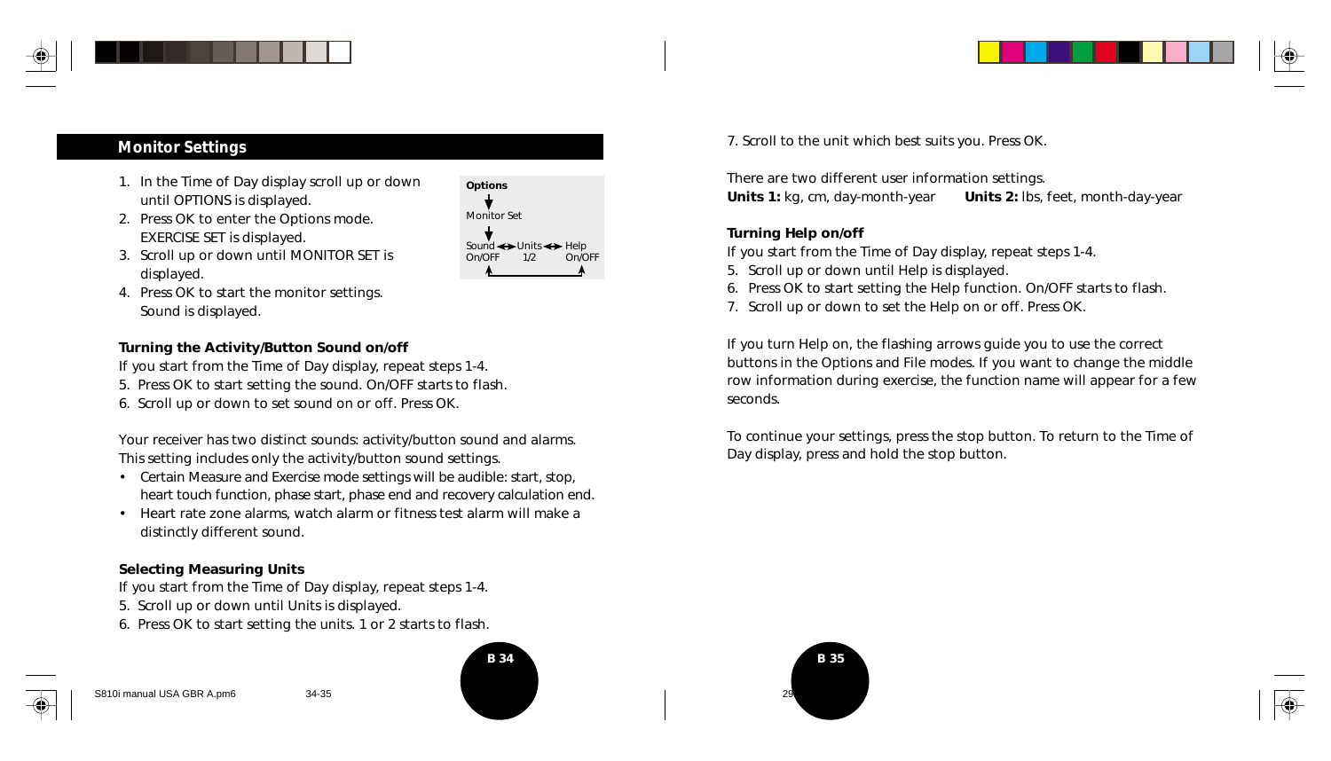## Monitor Settings

1. In the Time of Day display scroll up or down until OPTIONS is displayed.
2. Press OK to enter the Options mode. EXERCISE SET is displayed.
3. Scroll up or down until MONITOR SET is displayed.
4. Press OK to start the monitor settings. Sound is displayed.

Options
↓
Monitor Set
↓
Sound ↔ Units ↔ Help
On/OFF 1/2 On/OFF

**Turning the Activity/Button Sound on/off**

If you start from the Time of Day display, repeat steps 1-4.

5. Press OK to start setting the sound. On/OFF starts to flash.
6. Scroll up or down to set sound on or off. Press OK.

Your receiver has two distinct sounds: activity/button sound and alarms. This setting includes only the activity/button sound settings.

- Certain Measure and Exercise mode settings will be audible: start, stop, heart touch function, phase start, phase end and recovery calculation end.
- Heart rate zone alarms, watch alarm or fitness test alarm will make a distinctly different sound.

**Selecting Measuring Units**

If you start from the Time of Day display, repeat steps 1-4.

5. Scroll up or down until Units is displayed.
6. Press OK to start setting the units. 1 or 2 starts to flash.
7. Scroll to the unit which best suits you. Press OK.

There are two different user information settings.

**Units 1:** kg, cm, day-month-year **Units 2:** lbs, feet, month-day-year

**Turning Help on/off**

If you start from the Time of Day display, repeat steps 1-4.

5. Scroll up or down until Help is displayed.
6. Press OK to start setting the Help function. On/OFF starts to flash.
7. Scroll up or down to set the Help on or off. Press OK.

If you turn Help on, the flashing arrows guide you to use the correct buttons in the Options and File modes. If you want to change the middle row information during exercise, the function name will appear for a few seconds.

To continue your settings, press the stop button. To return to the Time of Day display, press and hold the stop button.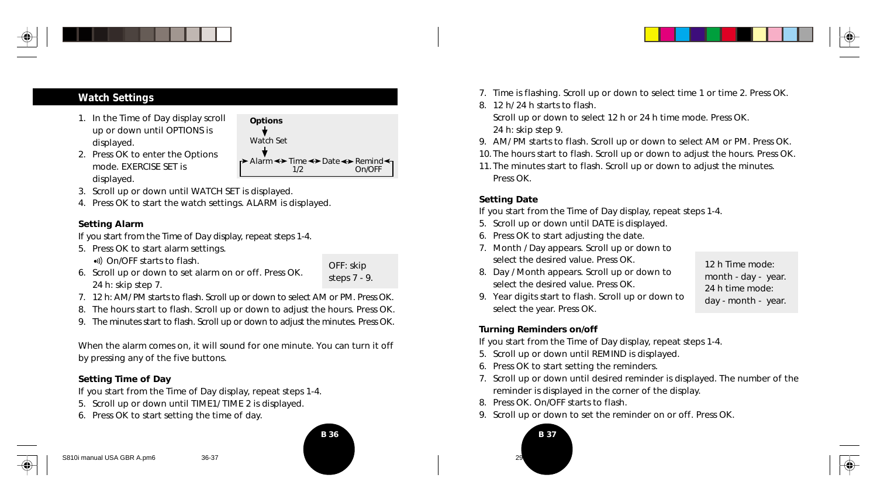## Watch Settings

1. In the Time of Day display scroll up or down until OPTIONS is displayed.
2. Press OK to enter the Options mode. EXERCISE SET is displayed.
3. Scroll up or down until WATCH SET is displayed.
4. Press OK to start the watch settings. ALARM is displayed.

**Options**
↓
Watch Set
↓
Alarm ↔ Time 1/2 ↔ Date ↔ Remind On/OFF

### Setting Alarm

If you start from the Time of Day display, repeat steps 1-4.

5. Press OK to start alarm settings. •)) On/OFF starts to flash.
6. Scroll up or down to set alarm on or off. Press OK. 24 h: skip step 7.
7. 12 h: AM/PM starts to flash. Scroll up or down to select AM or PM. Press OK.
8. The hours start to flash. Scroll up or down to adjust the hours. Press OK.
9. The minutes start to flash. Scroll up or down to adjust the minutes. Press OK.

OFF: skip steps 7 - 9.

When the alarm comes on, it will sound for one minute. You can turn it off by pressing any of the five buttons.

### Setting Time of Day

If you start from the Time of Day display, repeat steps 1-4.

5. Scroll up or down until TIME1/TIME 2 is displayed.
6. Press OK to start setting the time of day.
7. Time is flashing. Scroll up or down to select time 1 or time 2. Press OK.
8. 12 h/24 h starts to flash. Scroll up or down to select 12 h or 24 h time mode. Press OK. 24 h: skip step 9.
9. AM/PM starts to flash. Scroll up or down to select AM or PM. Press OK.
10. The hours start to flash. Scroll up or down to adjust the hours. Press OK.
11. The minutes start to flash. Scroll up or down to adjust the minutes. Press OK.

### Setting Date

If you start from the Time of Day display, repeat steps 1-4.

5. Scroll up or down until DATE is displayed.
6. Press OK to start adjusting the date.
7. Month / Day appears. Scroll up or down to select the desired value. Press OK.
8. Day / Month appears. Scroll up or down to select the desired value. Press OK.
9. Year digits start to flash. Scroll up or down to select the year. Press OK.

12 h Time mode: month - day - year.
24 h time mode: day - month - year.

### Turning Reminders on/off

If you start from the Time of Day display, repeat steps 1-4.

5. Scroll up or down until REMIND is displayed.
6. Press OK to start setting the reminders.
7. Scroll up or down until desired reminder is displayed. The number of the reminder is displayed in the corner of the display.
8. Press OK. On/OFF starts to flash.
9. Scroll up or down to set the reminder on or off. Press OK.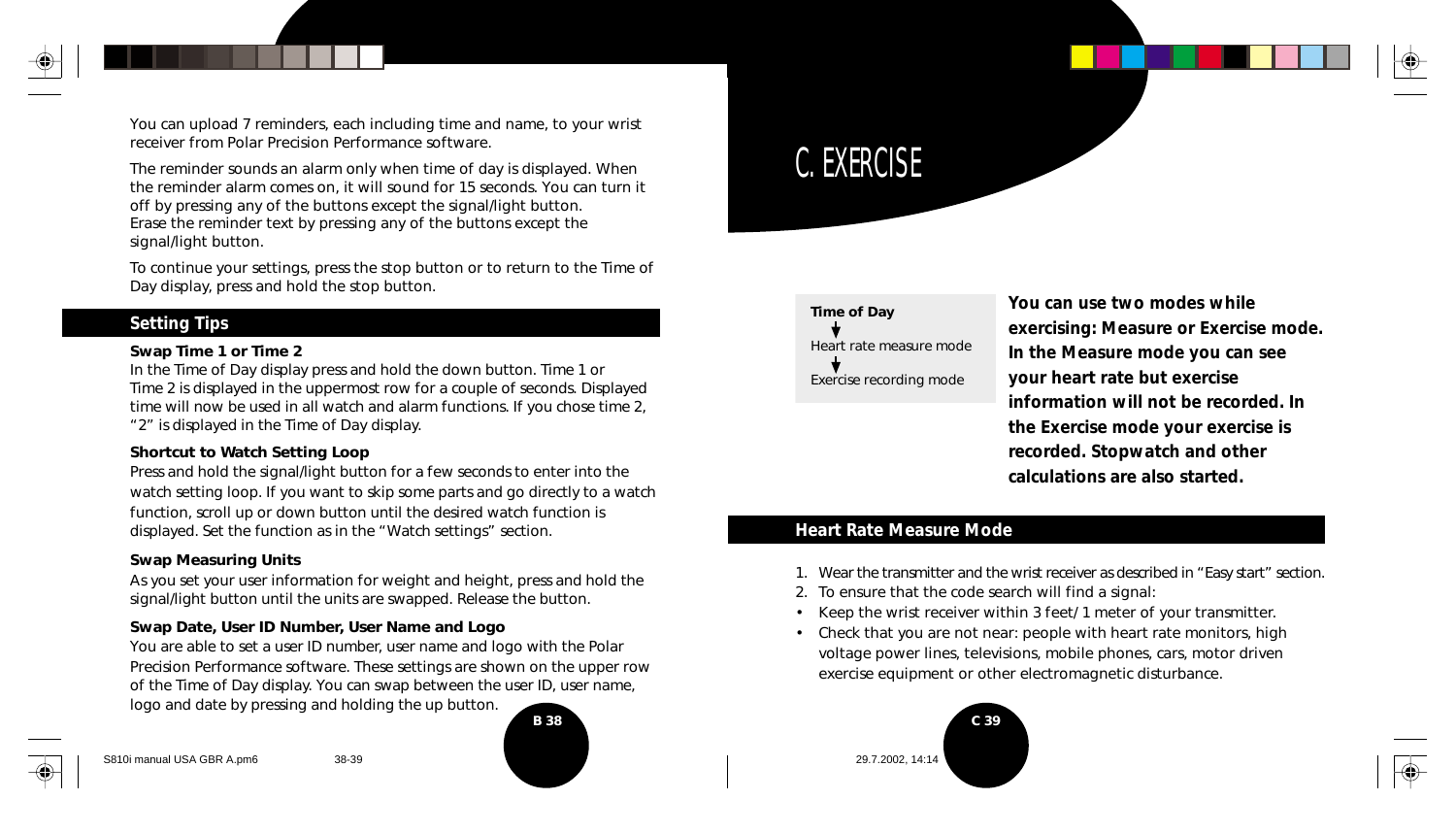You can upload 7 reminders, each including time and name, to your wrist receiver from Polar Precision Performance software.

The reminder sounds an alarm only when time of day is displayed. When the reminder alarm comes on, it will sound for 15 seconds. You can turn it off by pressing any of the buttons except the signal/light button. Erase the reminder text by pressing any of the buttons except the signal/light button.

To continue your settings, press the stop button or to return to the Time of Day display, press and hold the stop button.

## Setting Tips

**Swap Time 1 or Time 2**
In the Time of Day display press and hold the down button. Time 1 or Time 2 is displayed in the uppermost row for a couple of seconds. Displayed time will now be used in all watch and alarm functions. If you chose time 2, "2" is displayed in the Time of Day display.

**Shortcut to Watch Setting Loop**
Press and hold the signal/light button for a few seconds to enter into the watch setting loop. If you want to skip some parts and go directly to a watch function, scroll up or down button until the desired watch function is displayed. Set the function as in the "Watch settings" section.

**Swap Measuring Units**
As you set your user information for weight and height, press and hold the signal/light button until the units are swapped. Release the button.

**Swap Date, User ID Number, User Name and Logo**
You are able to set a user ID number, user name and logo with the Polar Precision Performance software. These settings are shown on the upper row of the Time of Day display. You can swap between the user ID, user name, logo and date by pressing and holding the up button.

# C. EXERCISE

**Time of Day**
↓
Heart rate measure mode
↓
Exercise recording mode

**You can use two modes while exercising: Measure or Exercise mode. In the Measure mode you can see your heart rate but exercise information will not be recorded. In the Exercise mode your exercise is recorded. Stopwatch and other calculations are also started.**

## Heart Rate Measure Mode

1. Wear the transmitter and the wrist receiver as described in "Easy start" section.
2. To ensure that the code search will find a signal:
- Keep the wrist receiver within 3 feet/ 1 meter of your transmitter.
- Check that you are not near: people with heart rate monitors, high voltage power lines, televisions, mobile phones, cars, motor driven exercise equipment or other electromagnetic disturbance.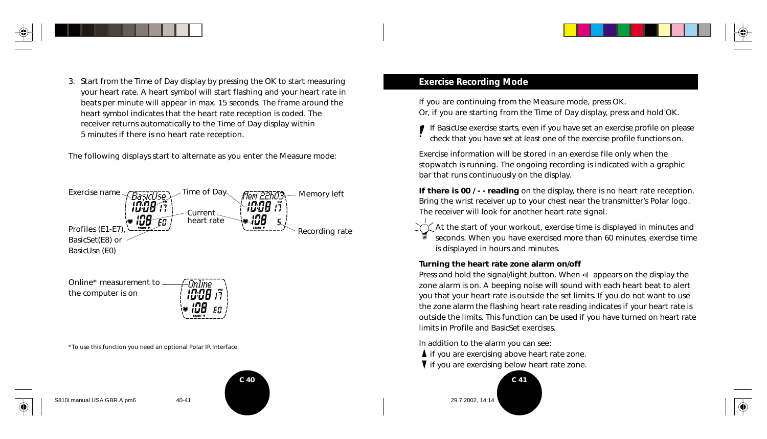3. Start from the Time of Day display by pressing the OK to start measuring your heart rate. A heart symbol will start flashing and your heart rate in beats per minute will appear in max. 15 seconds. The frame around the heart symbol indicates that the heart rate reception is coded. The receiver returns automatically to the Time of Day display within 5 minutes if there is no heart rate reception.

The following displays start to alternate as you enter the Measure mode:

Exercise name — Time of Day — Memory left — Current heart rate — Profiles (E1-E7), BasicSet(E8) or BasicUse (E0) — Recording rate

Online* measurement to the computer is on

*To use this function you need an optional Polar IR Interface.

## Exercise Recording Mode

If you are continuing from the Measure mode, press OK.
Or, if you are starting from the Time of Day display, press and hold OK.

! If BasicUse exercise starts, even if you have set an exercise profile on please check that you have set at least one of the exercise profile functions on.

Exercise information will be stored in an exercise file only when the stopwatch is running. The ongoing recording is indicated with a graphic bar that runs continuously on the display.

**If there is 00 / - - reading** on the display, there is no heart rate reception. Bring the wrist receiver up to your chest near the transmitter's Polar logo. The receiver will look for another heart rate signal.

At the start of your workout, exercise time is displayed in minutes and seconds. When you have exercised more than 60 minutes, exercise time is displayed in hours and minutes.

**Turning the heart rate zone alarm on/off**

Press and hold the signal/light button. When •)) appears on the display the zone alarm is on. A beeping noise will sound with each heart beat to alert you that your heart rate is outside the set limits. If you do not want to use the zone alarm the flashing heart rate reading indicates if your heart rate is outside the limits. This function can be used if you have turned on heart rate limits in Profile and BasicSet exercises.

In addition to the alarm you can see:

▲ if you are exercising above heart rate zone.
▼ if you are exercising below heart rate zone.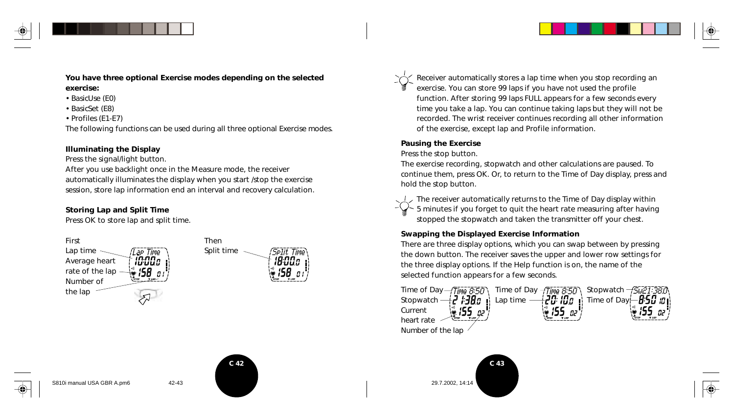**You have three optional Exercise modes depending on the selected exercise:**

- BasicUse (E0)
- BasicSet (E8)
- Profiles (E1-E7)

The following functions can be used during all three optional Exercise modes.

### Illuminating the Display

Press the signal/light button.

After you use backlight once in the Measure mode, the receiver automatically illuminates the display when you start /stop the exercise session, store lap information end an interval and recovery calculation.

### Storing Lap and Split Time

Press OK to store lap and split time.

First
Lap time
Average heart rate of the lap
Number of the lap

Then
Split time

Receiver automatically stores a lap time when you stop recording an exercise. You can store 99 laps if you have not used the profile function. After storing 99 laps FULL appears for a few seconds every time you take a lap. You can continue taking laps but they will not be recorded. The wrist receiver continues recording all other information of the exercise, except lap and Profile information.

### Pausing the Exercise

Press the stop button.

The exercise recording, stopwatch and other calculations are paused. To continue them, press OK. Or, to return to the Time of Day display, press and hold the stop button.

The receiver automatically returns to the Time of Day display within 5 minutes if you forget to quit the heart rate measuring after having stopped the stopwatch and taken the transmitter off your chest.

### Swapping the Displayed Exercise Information

There are three display options, which you can swap between by pressing the down button. The receiver saves the upper and lower row settings for the three display options. If the Help function is on, the name of the selected function appears for a few seconds.

Time of Day
Stopwatch
Current heart rate
Number of the lap

Time of Day
Lap time

Stopwatch
Time of Day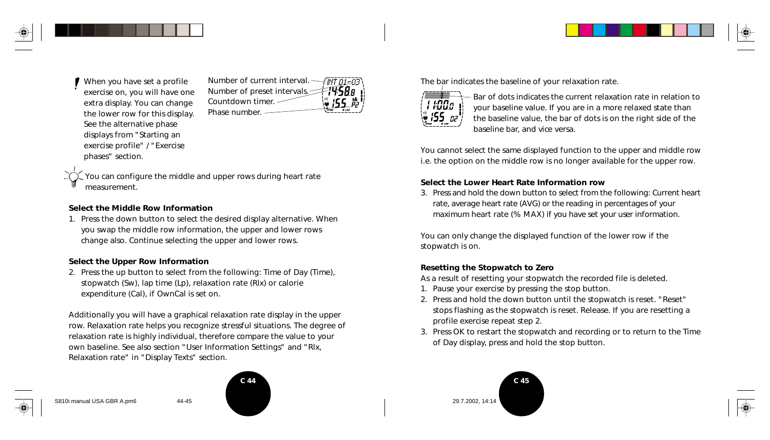When you have set a profile exercise on, you will have one extra display. You can change the lower row for this display. See the alternative phase displays from "Starting an exercise profile" / "Exercise phases" section.

Number of current interval.
Number of preset intervals.
Countdown timer.
Phase number.

You can configure the middle and upper rows during heart rate measurement.

**Select the Middle Row Information**

1. Press the down button to select the desired display alternative. When you swap the middle row information, the upper and lower rows change also. Continue selecting the upper and lower rows.

**Select the Upper Row Information**

2. Press the up button to select from the following: Time of Day (Time), stopwatch (Sw), lap time (Lp), relaxation rate (Rlx) or calorie expenditure (Cal), if OwnCal is set on.

Additionally you will have a graphical relaxation rate display in the upper row. Relaxation rate helps you recognize stressful situations. The degree of relaxation rate is highly individual, therefore compare the value to your own baseline. See also section "User Information Settings" and "Rlx, Relaxation rate" in "Display Texts" section.

The bar indicates the baseline of your relaxation rate.

Bar of dots indicates the current relaxation rate in relation to your baseline value. If you are in a more relaxed state than the baseline value, the bar of dots is on the right side of the baseline bar, and vice versa.

You cannot select the same displayed function to the upper and middle row i.e. the option on the middle row is no longer available for the upper row.

**Select the Lower Heart Rate Information row**

3. Press and hold the down button to select from the following: Current heart rate, average heart rate (AVG) or the reading in percentages of your maximum heart rate (% MAX) if you have set your user information.

You can only change the displayed function of the lower row if the stopwatch is on.

**Resetting the Stopwatch to Zero**

As a result of resetting your stopwatch the recorded file is deleted.

1. Pause your exercise by pressing the stop button.
2. Press and hold the down button until the stopwatch is reset. "Reset" stops flashing as the stopwatch is reset. Release. If you are resetting a profile exercise repeat step 2.
3. Press OK to restart the stopwatch and recording or to return to the Time of Day display, press and hold the stop button.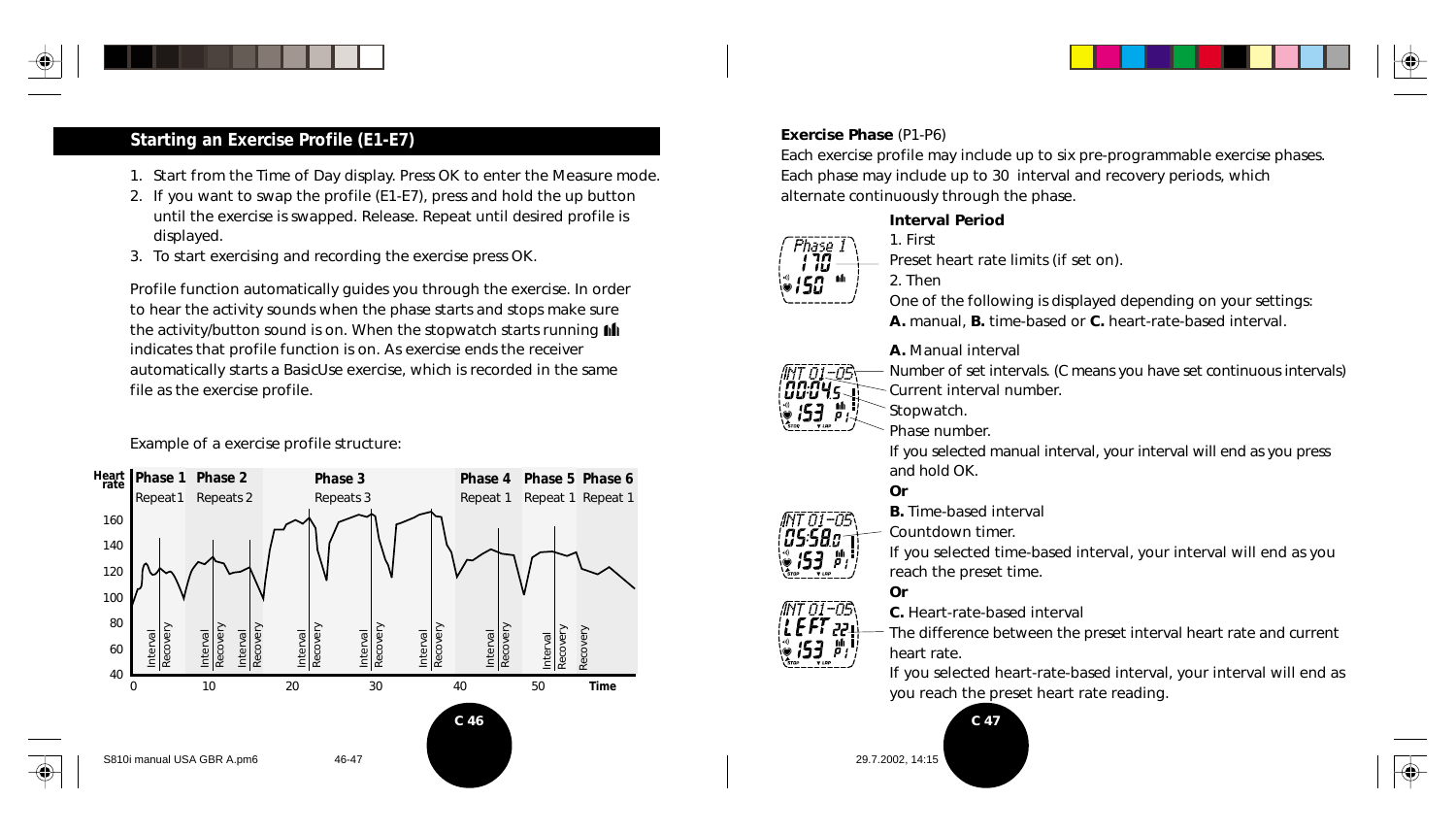## Starting an Exercise Profile (E1-E7)

1. Start from the Time of Day display. Press OK to enter the Measure mode.
2. If you want to swap the profile (E1-E7), press and hold the up button until the exercise is swapped. Release. Repeat until desired profile is displayed.
3. To start exercising and recording the exercise press OK.

Profile function automatically guides you through the exercise. In order to hear the activity sounds when the phase starts and stops make sure the activity/button sound is on. When the stopwatch starts running the profile symbol indicates that profile function is on. As exercise ends the receiver automatically starts a BasicUse exercise, which is recorded in the same file as the exercise profile.

Example of a exercise profile structure:

**Exercise Phase** (P1-P6)

Each exercise profile may include up to six pre-programmable exercise phases. Each phase may include up to 30 interval and recovery periods, which alternate continuously through the phase.

**Interval Period**

1. First

Preset heart rate limits (if set on).

2. Then

One of the following is displayed depending on your settings: **A.** manual, **B.** time-based or **C.** heart-rate-based interval.

**A.** Manual interval

Number of set intervals. (C means you have set continuous intervals)

Current interval number.

Stopwatch.

Phase number.

If you selected manual interval, your interval will end as you press and hold OK.

**Or**

**B.** Time-based interval

Countdown timer.

If you selected time-based interval, your interval will end as you reach the preset time.

**Or**

**C.** Heart-rate-based interval

The difference between the preset interval heart rate and current heart rate.

If you selected heart-rate-based interval, your interval will end as you reach the preset heart rate reading.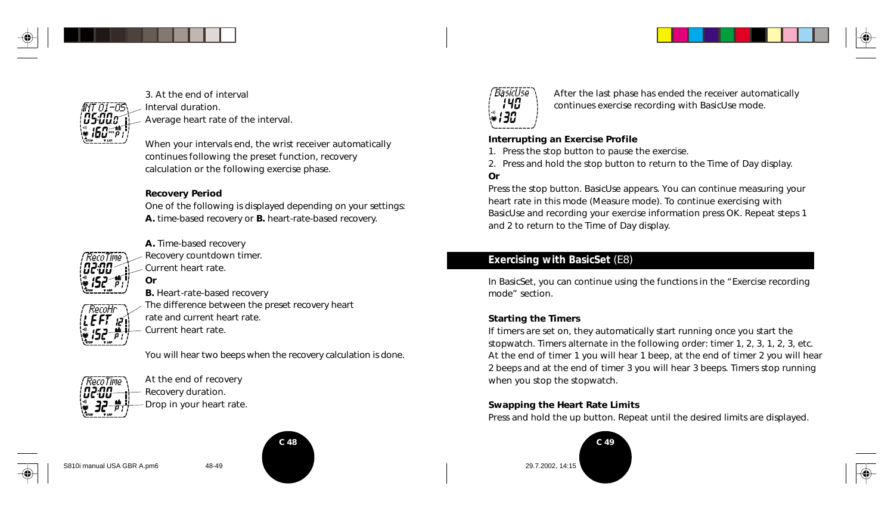3. At the end of interval
Interval duration.
Average heart rate of the interval.

When your intervals end, the wrist receiver automatically continues following the preset function, recovery calculation or the following exercise phase.

**Recovery Period**

One of the following is displayed depending on your settings: **A.** time-based recovery or **B.** heart-rate-based recovery.

**A.** Time-based recovery
Recovery countdown timer.
Current heart rate.

**Or**

**B.** Heart-rate-based recovery
The difference between the preset recovery heart rate and current heart rate.
Current heart rate.

You will hear two beeps when the recovery calculation is done.

At the end of recovery
Recovery duration.
Drop in your heart rate.

After the last phase has ended the receiver automatically continues exercise recording with BasicUse mode.

**Interrupting an Exercise Profile**

1. Press the stop button to pause the exercise.
2. Press and hold the stop button to return to the Time of Day display.

**Or**

Press the stop button. BasicUse appears. You can continue measuring your heart rate in this mode (Measure mode). To continue exercising with BasicUse and recording your exercise information press OK. Repeat steps 1 and 2 to return to the Time of Day display.

## Exercising with BasicSet (E8)

In BasicSet, you can continue using the functions in the “Exercise recording mode” section.

**Starting the Timers**

If timers are set on, they automatically start running once you start the stopwatch. Timers alternate in the following order: timer 1, 2, 3, 1, 2, 3, etc. At the end of timer 1 you will hear 1 beep, at the end of timer 2 you will hear 2 beeps and at the end of timer 3 you will hear 3 beeps. Timers stop running when you stop the stopwatch.

**Swapping the Heart Rate Limits**

Press and hold the up button. Repeat until the desired limits are displayed.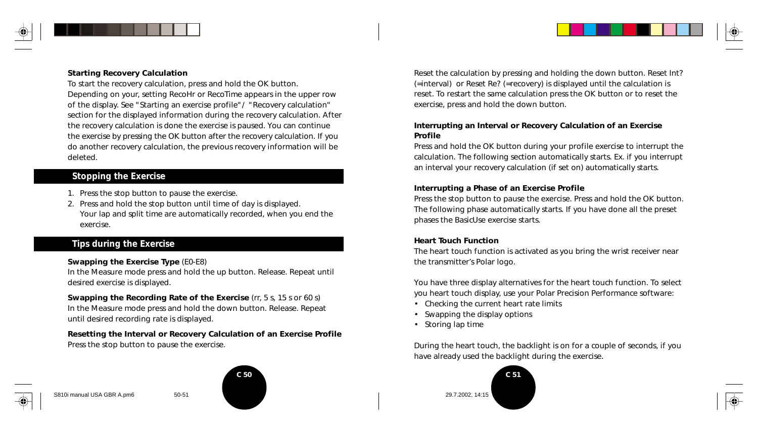**Starting Recovery Calculation**

To start the recovery calculation, press and hold the OK button. Depending on your, setting RecoHr or RecoTime appears in the upper row of the display. See "Starting an exercise profile" / "Recovery calculation" section for the displayed information during the recovery calculation. After the recovery calculation is done the exercise is paused. You can continue the exercise by pressing the OK button after the recovery calculation. If you do another recovery calculation, the previous recovery information will be deleted.

## Stopping the Exercise

1. Press the stop button to pause the exercise.
2. Press and hold the stop button until time of day is displayed. Your lap and split time are automatically recorded, when you end the exercise.

## Tips during the Exercise

**Swapping the Exercise Type** (E0-E8)

In the Measure mode press and hold the up button. Release. Repeat until desired exercise is displayed.

**Swapping the Recording Rate of the Exercise** (rr, 5 s, 15 s or 60 s)

In the Measure mode press and hold the down button. Release. Repeat until desired recording rate is displayed.

**Resetting the Interval or Recovery Calculation of an Exercise Profile**

Press the stop button to pause the exercise.

Reset the calculation by pressing and holding the down button. Reset Int? (=interval) or Reset Re? (=recovery) is displayed until the calculation is reset. To restart the same calculation press the OK button or to reset the exercise, press and hold the down button.

**Interrupting an Interval or Recovery Calculation of an Exercise Profile**

Press and hold the OK button during your profile exercise to interrupt the calculation. The following section automatically starts. Ex. if you interrupt an interval your recovery calculation (if set on) automatically starts.

**Interrupting a Phase of an Exercise Profile**

Press the stop button to pause the exercise. Press and hold the OK button. The following phase automatically starts. If you have done all the preset phases the BasicUse exercise starts.

**Heart Touch Function**

The heart touch function is activated as you bring the wrist receiver near the transmitter's Polar logo.

You have three display alternatives for the heart touch function. To select you heart touch display, use your Polar Precision Performance software:

- Checking the current heart rate limits
- Swapping the display options
- Storing lap time

During the heart touch, the backlight is on for a couple of seconds, if you have already used the backlight during the exercise.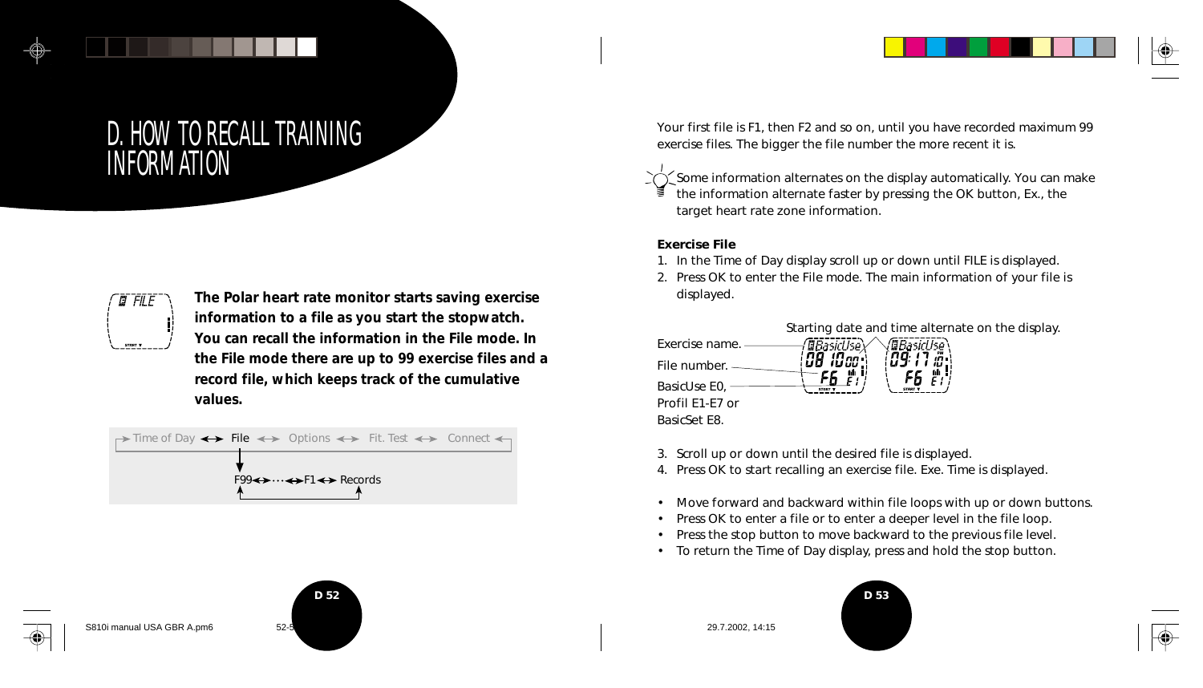# D. HOW TO RECALL TRAINING INFORMATION

**The Polar heart rate monitor starts saving exercise information to a file as you start the stopwatch. You can recall the information in the File mode. In the File mode there are up to 99 exercise files and a record file, which keeps track of the cumulative values.**

Time of Day ↔ File ↔ Options ↔ Fit. Test ↔ Connect

F99 ↔ ... ↔ F1 ↔ Records

Your first file is F1, then F2 and so on, until you have recorded maximum 99 exercise files. The bigger the file number the more recent it is.

Some information alternates on the display automatically. You can make the information alternate faster by pressing the OK button, Ex., the target heart rate zone information.

**Exercise File**

1. In the Time of Day display scroll up or down until FILE is displayed.
2. Press OK to enter the File mode. The main information of your file is displayed.

Starting date and time alternate on the display.

Exercise name.

File number.

BasicUse E0, Profil E1-E7 or BasicSet E8.

3. Scroll up or down until the desired file is displayed.
4. Press OK to start recalling an exercise file. Exe. Time is displayed.

- Move forward and backward within file loops with up or down buttons.
- Press OK to enter a file or to enter a deeper level in the file loop.
- Press the stop button to move backward to the previous file level.
- To return the Time of Day display, press and hold the stop button.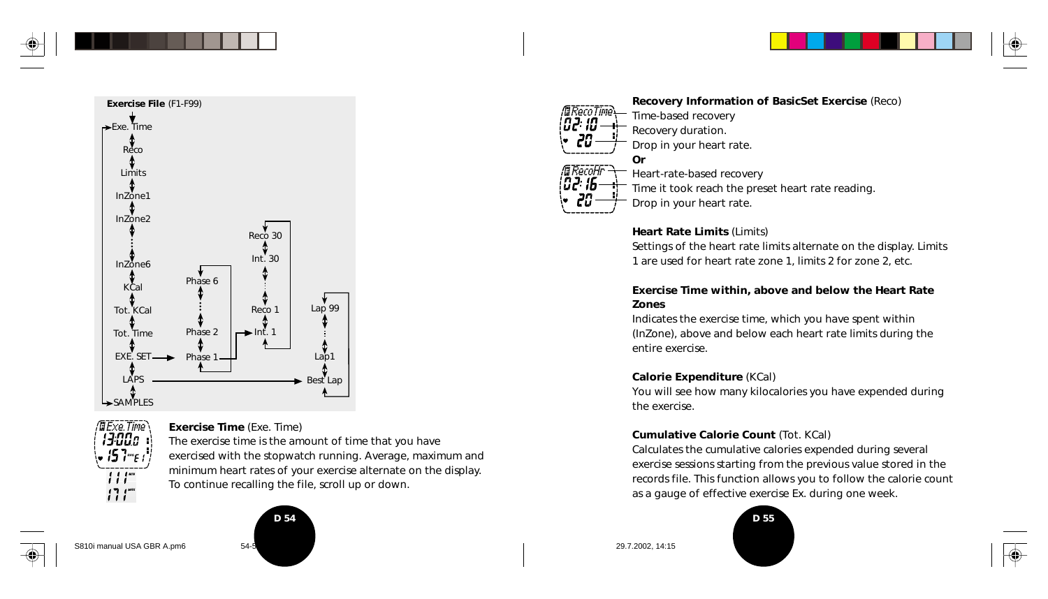**Exercise File** (F1-F99)

Exe. Time
Reco
Limits
InZone1
InZone2
⋮
InZone6
KCal
Tot. KCal
Tot. Time
EXE. SET → Phase 1 … Phase 2 … Phase 6 → Int. 1, Reco 1 … Int. 30, Reco 30
LAPS → Best Lap, Lap1 … Lap 99
SAMPLES

**Exercise Time** (Exe. Time)
The exercise time is the amount of time that you have exercised with the stopwatch running. Average, maximum and minimum heart rates of your exercise alternate on the display. To continue recalling the file, scroll up or down.

**Recovery Information of BasicSet Exercise** (Reco)
Time-based recovery
Recovery duration.
Drop in your heart rate.
**Or**
Heart-rate-based recovery
Time it took reach the preset heart rate reading.
Drop in your heart rate.

**Heart Rate Limits** (Limits)
Settings of the heart rate limits alternate on the display. Limits 1 are used for heart rate zone 1, limits 2 for zone 2, etc.

**Exercise Time within, above and below the Heart Rate Zones**
Indicates the exercise time, which you have spent within (InZone), above and below each heart rate limits during the entire exercise.

**Calorie Expenditure** (KCal)
You will see how many kilocalories you have expended during the exercise.

**Cumulative Calorie Count** (Tot. KCal)
Calculates the cumulative calories expended during several exercise sessions starting from the previous value stored in the records file. This function allows you to follow the calorie count as a gauge of effective exercise Ex. during one week.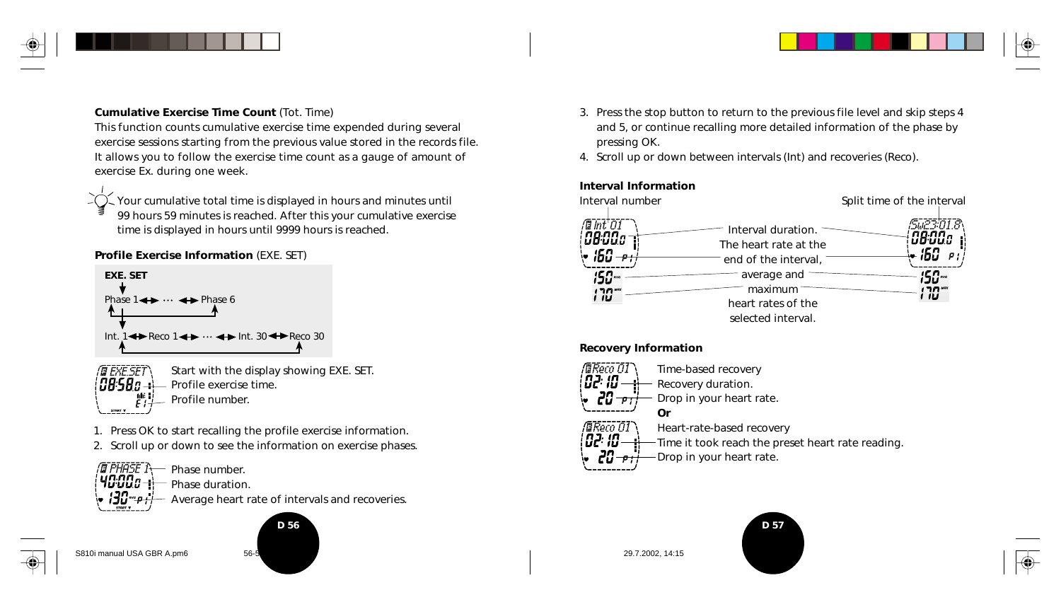**Cumulative Exercise Time Count** (Tot. Time)

This function counts cumulative exercise time expended during several exercise sessions starting from the previous value stored in the records file. It allows you to follow the exercise time count as a gauge of amount of exercise Ex. during one week.

Your cumulative total time is displayed in hours and minutes until 99 hours 59 minutes is reached. After this your cumulative exercise time is displayed in hours until 9999 hours is reached.

**Profile Exercise Information** (EXE. SET)

**EXE. SET**

Phase 1 ↔ ··· ↔ Phase 6

Int. 1 ↔ Reco 1 ↔ ··· ↔ Int. 30 ↔ Reco 30

Start with the display showing EXE. SET.
Profile exercise time.
Profile number.

1. Press OK to start recalling the profile exercise information.
2. Scroll up or down to see the information on exercise phases.

Phase number.
Phase duration.
Average heart rate of intervals and recoveries.

3. Press the stop button to return to the previous file level and skip steps 4 and 5, or continue recalling more detailed information of the phase by pressing OK.
4. Scroll up or down between intervals (Int) and recoveries (Reco).

**Interval Information**

Interval number

Split time of the interval

Interval duration.
The heart rate at the end of the interval,
average and
maximum
heart rates of the selected interval.

**Recovery Information**

Time-based recovery
Recovery duration.
Drop in your heart rate.

**Or**

Heart-rate-based recovery
Time it took reach the preset heart rate reading.
Drop in your heart rate.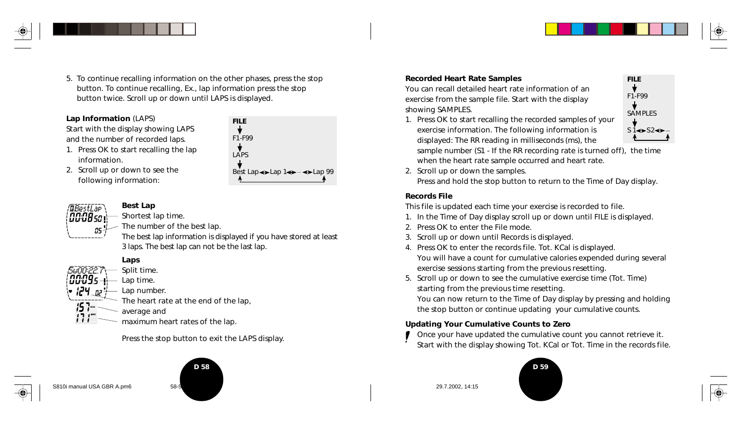5. To continue recalling information on the other phases, press the stop button. To continue recalling, Ex., lap information press the stop button twice. Scroll up or down until LAPS is displayed.

**Lap Information** (LAPS)

Start with the display showing LAPS and the number of recorded laps.

1. Press OK to start recalling the lap information.
2. Scroll up or down to see the following information:

**FILE**
↓
F1-F99
↓
LAPS
↓
Best Lap ↔ Lap 1 ↔ ··· ↔ Lap 99

**Best Lap**

Shortest lap time.
The number of the best lap.
The best lap information is displayed if you have stored at least 3 laps. The best lap can not be the last lap.

**Laps**

Split time.
Lap time.
Lap number.
The heart rate at the end of the lap,
average and
maximum heart rates of the lap.

Press the stop button to exit the LAPS display.

**Recorded Heart Rate Samples**

You can recall detailed heart rate information of an exercise from the sample file. Start with the display showing SAMPLES.

**FILE**
↓
F1-F99
↓
SAMPLES
↓
S 1 ↔ S2 ↔ ···

1. Press OK to start recalling the recorded samples of your exercise information. The following information is displayed: The RR reading in milliseconds (ms), the sample number (S1 - If the RR recording rate is turned off), the time when the heart rate sample occurred and heart rate.
2. Scroll up or down the samples.
   Press and hold the stop button to return to the Time of Day display.

**Records File**

This file is updated each time your exercise is recorded to file.

1. In the Time of Day display scroll up or down until FILE is displayed.
2. Press OK to enter the File mode.
3. Scroll up or down until Records is displayed.
4. Press OK to enter the records file. Tot. KCal is displayed.
   You will have a count for cumulative calories expended during several exercise sessions starting from the previous resetting.
5. Scroll up or down to see the cumulative exercise time (Tot. Time) starting from the previous time resetting.
   You can now return to the Time of Day display by pressing and holding the stop button or continue updating your cumulative counts.

**Updating Your Cumulative Counts to Zero**

! Once your have updated the cumulative count you cannot retrieve it.

Start with the display showing Tot. KCal or Tot. Time in the records file.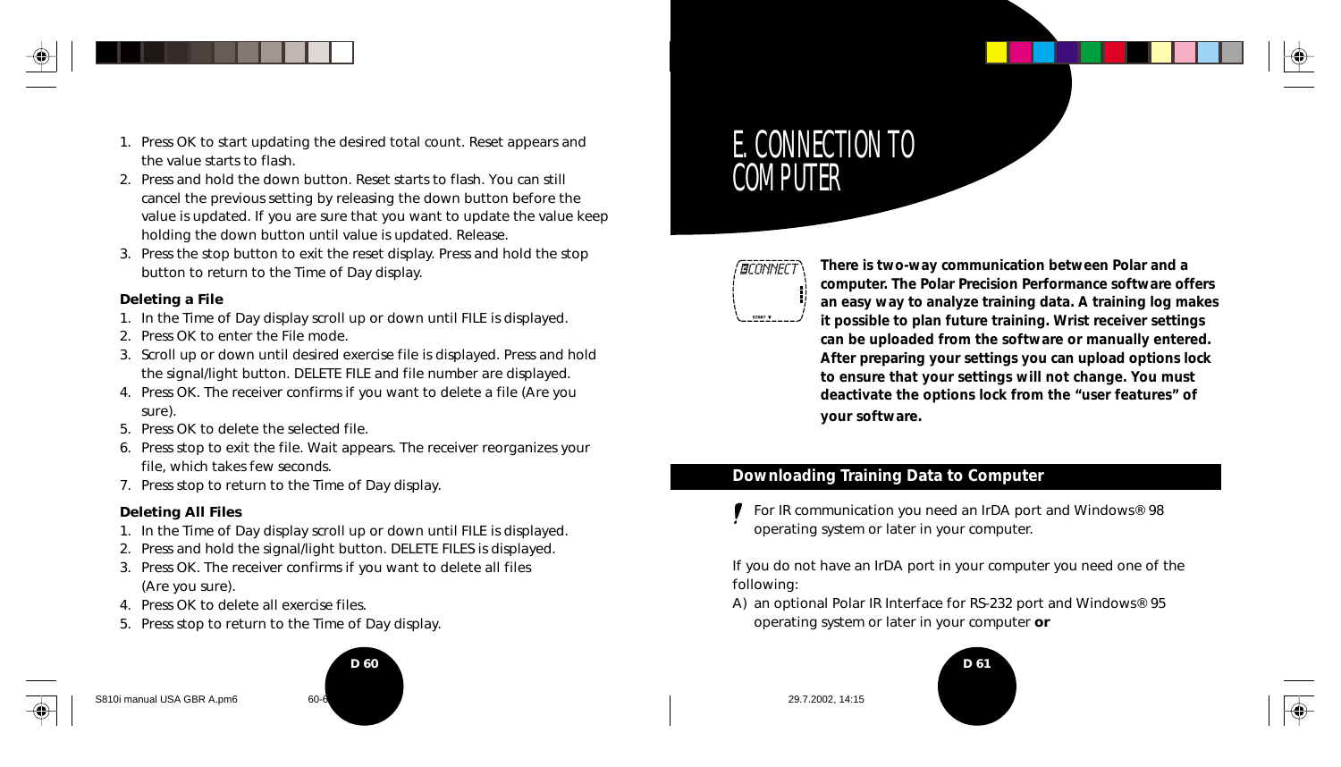1. Press OK to start updating the desired total count. Reset appears and the value starts to flash.
2. Press and hold the down button. Reset starts to flash. You can still cancel the previous setting by releasing the down button before the value is updated. If you are sure that you want to update the value keep holding the down button until value is updated. Release.
3. Press the stop button to exit the reset display. Press and hold the stop button to return to the Time of Day display.

**Deleting a File**

1. In the Time of Day display scroll up or down until FILE is displayed.
2. Press OK to enter the File mode.
3. Scroll up or down until desired exercise file is displayed. Press and hold the signal/light button. DELETE FILE and file number are displayed.
4. Press OK. The receiver confirms if you want to delete a file (Are you sure).
5. Press OK to delete the selected file.
6. Press stop to exit the file. Wait appears. The receiver reorganizes your file, which takes few seconds.
7. Press stop to return to the Time of Day display.

**Deleting All Files**

1. In the Time of Day display scroll up or down until FILE is displayed.
2. Press and hold the signal/light button. DELETE FILES is displayed.
3. Press OK. The receiver confirms if you want to delete all files (Are you sure).
4. Press OK to delete all exercise files.
5. Press stop to return to the Time of Day display.

# E. CONNECTION TO COMPUTER

**There is two-way communication between Polar and a computer. The Polar Precision Performance software offers an easy way to analyze training data. A training log makes it possible to plan future training. Wrist receiver settings can be uploaded from the software or manually entered. After preparing your settings you can upload options lock to ensure that your settings will not change. You must deactivate the options lock from the "user features" of your software.**

## Downloading Training Data to Computer

! For IR communication you need an IrDA port and Windows® 98 operating system or later in your computer.

If you do not have an IrDA port in your computer you need one of the following:

A) an optional Polar IR Interface for RS-232 port and Windows® 95 operating system or later in your computer **or**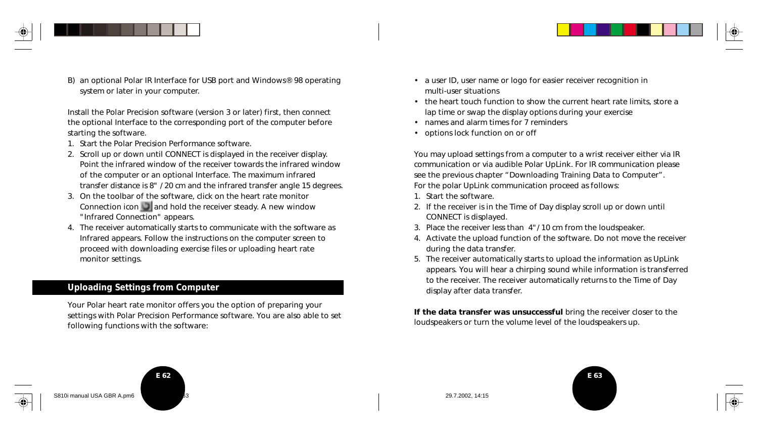B) an optional Polar IR Interface for USB port and Windows® 98 operating system or later in your computer.

Install the Polar Precision software (version 3 or later) first, then connect the optional Interface to the corresponding port of the computer before starting the software.

1. Start the Polar Precision Performance software.
2. Scroll up or down until CONNECT is displayed in the receiver display. Point the infrared window of the receiver towards the infrared window of the computer or an optional Interface. The maximum infrared transfer distance is 8" / 20 cm and the infrared transfer angle 15 degrees.
3. On the toolbar of the software, click on the heart rate monitor Connection icon and hold the receiver steady. A new window "Infrared Connection" appears.
4. The receiver automatically starts to communicate with the software as Infrared appears. Follow the instructions on the computer screen to proceed with downloading exercise files or uploading heart rate monitor settings.

## Uploading Settings from Computer

Your Polar heart rate monitor offers you the option of preparing your settings with Polar Precision Performance software. You are also able to set following functions with the software:

- a user ID, user name or logo for easier receiver recognition in multi-user situations
- the heart touch function to show the current heart rate limits, store a lap time or swap the display options during your exercise
- names and alarm times for 7 reminders
- options lock function on or off

You may upload settings from a computer to a wrist receiver either via IR communication or via audible Polar UpLink. For IR communication please see the previous chapter "Downloading Training Data to Computer". For the polar UpLink communication proceed as follows:

1. Start the software.
2. If the receiver is in the Time of Day display scroll up or down until CONNECT is displayed.
3. Place the receiver less than 4" / 10 cm from the loudspeaker.
4. Activate the upload function of the software. Do not move the receiver during the data transfer.
5. The receiver automatically starts to upload the information as UpLink appears. You will hear a chirping sound while information is transferred to the receiver. The receiver automatically returns to the Time of Day display after data transfer.

**If the data transfer was unsuccessful** bring the receiver closer to the loudspeakers or turn the volume level of the loudspeakers up.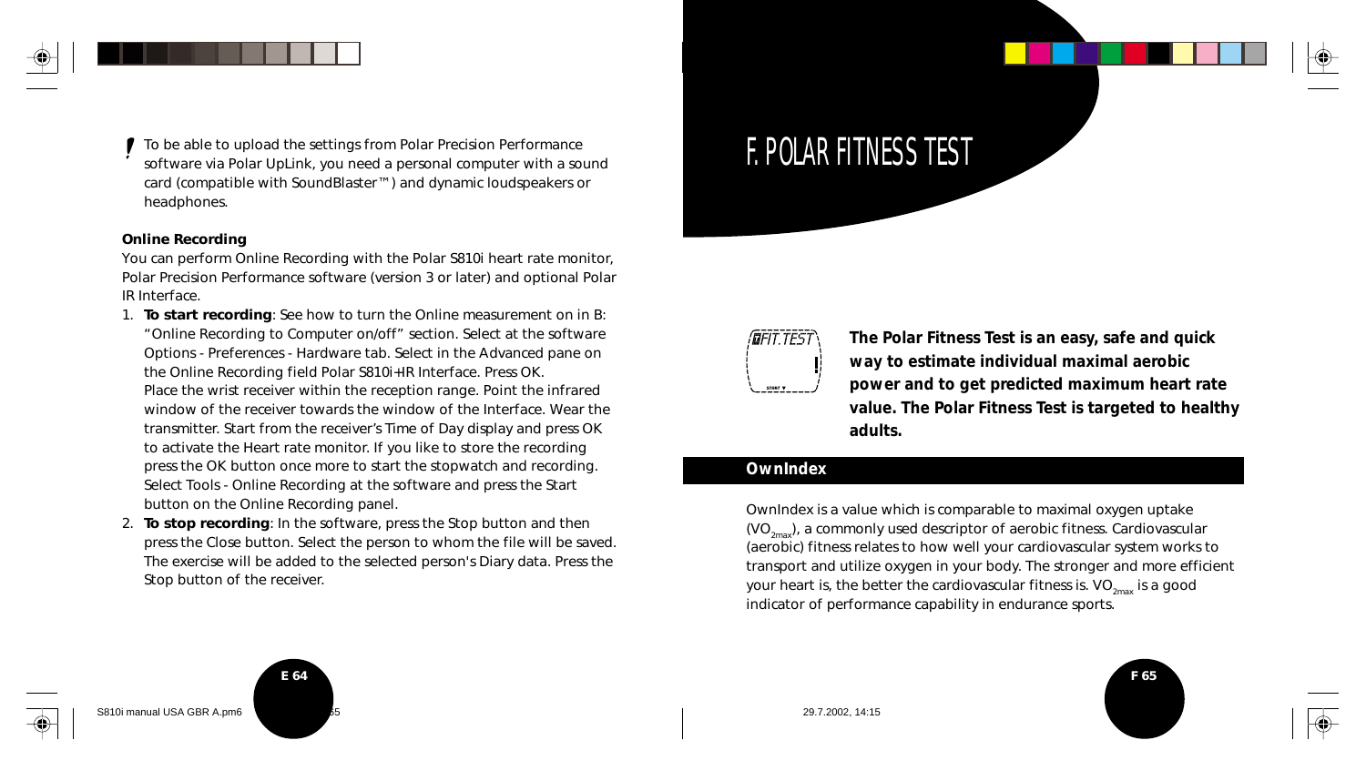! To be able to upload the settings from Polar Precision Performance software via Polar UpLink, you need a personal computer with a sound card (compatible with SoundBlaster™) and dynamic loudspeakers or headphones.

**Online Recording**

You can perform Online Recording with the Polar S810i heart rate monitor, Polar Precision Performance software (version 3 or later) and optional Polar IR Interface.

1. **To start recording**: See how to turn the Online measurement on in B: "Online Recording to Computer on/off" section. Select at the software Options - Preferences - Hardware tab. Select in the Advanced pane on the Online Recording field Polar S810i+IR Interface. Press OK. Place the wrist receiver within the reception range. Point the infrared window of the receiver towards the window of the Interface. Wear the transmitter. Start from the receiver's Time of Day display and press OK to activate the Heart rate monitor. If you like to store the recording press the OK button once more to start the stopwatch and recording. Select Tools - Online Recording at the software and press the Start button on the Online Recording panel.
2. **To stop recording**: In the software, press the Stop button and then press the Close button. Select the person to whom the file will be saved. The exercise will be added to the selected person's Diary data. Press the Stop button of the receiver.

# F. POLAR FITNESS TEST

**The Polar Fitness Test is an easy, safe and quick way to estimate individual maximal aerobic power and to get predicted maximum heart rate value. The Polar Fitness Test is targeted to healthy adults.**

## OwnIndex

OwnIndex is a value which is comparable to maximal oxygen uptake ($VO_{2max}$), a commonly used descriptor of aerobic fitness. Cardiovascular (aerobic) fitness relates to how well your cardiovascular system works to transport and utilize oxygen in your body. The stronger and more efficient your heart is, the better the cardiovascular fitness is. $VO_{2max}$ is a good indicator of performance capability in endurance sports.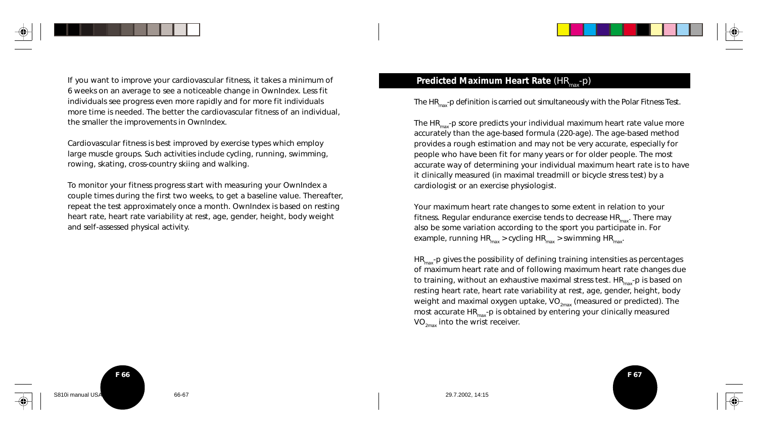If you want to improve your cardiovascular fitness, it takes a minimum of 6 weeks on an average to see a noticeable change in OwnIndex. Less fit individuals see progress even more rapidly and for more fit individuals more time is needed. The better the cardiovascular fitness of an individual, the smaller the improvements in OwnIndex.

Cardiovascular fitness is best improved by exercise types which employ large muscle groups. Such activities include cycling, running, swimming, rowing, skating, cross-country skiing and walking.

To monitor your fitness progress start with measuring your OwnIndex a couple times during the first two weeks, to get a baseline value. Thereafter, repeat the test approximately once a month. OwnIndex is based on resting heart rate, heart rate variability at rest, age, gender, height, body weight and self-assessed physical activity.

## **Predicted Maximum Heart Rate** ($HR_{max}$-p)

The $HR_{max}$-p definition is carried out simultaneously with the Polar Fitness Test.

The $HR_{max}$-p score predicts your individual maximum heart rate value more accurately than the age-based formula (220-age). The age-based method provides a rough estimation and may not be very accurate, especially for people who have been fit for many years or for older people. The most accurate way of determining your individual maximum heart rate is to have it clinically measured (in maximal treadmill or bicycle stress test) by a cardiologist or an exercise physiologist.

Your maximum heart rate changes to some extent in relation to your fitness. Regular endurance exercise tends to decrease $HR_{max}$. There may also be some variation according to the sport you participate in. For example, running $HR_{max}$ > cycling $HR_{max}$ > swimming $HR_{max}$.

$HR_{max}$-p gives the possibility of defining training intensities as percentages of maximum heart rate and of following maximum heart rate changes due to training, without an exhaustive maximal stress test. $HR_{max}$-p is based on resting heart rate, heart rate variability at rest, age, gender, height, body weight and maximal oxygen uptake, $VO_{2max}$ (measured or predicted). The most accurate $HR_{max}$-p is obtained by entering your clinically measured $VO_{2max}$ into the wrist receiver.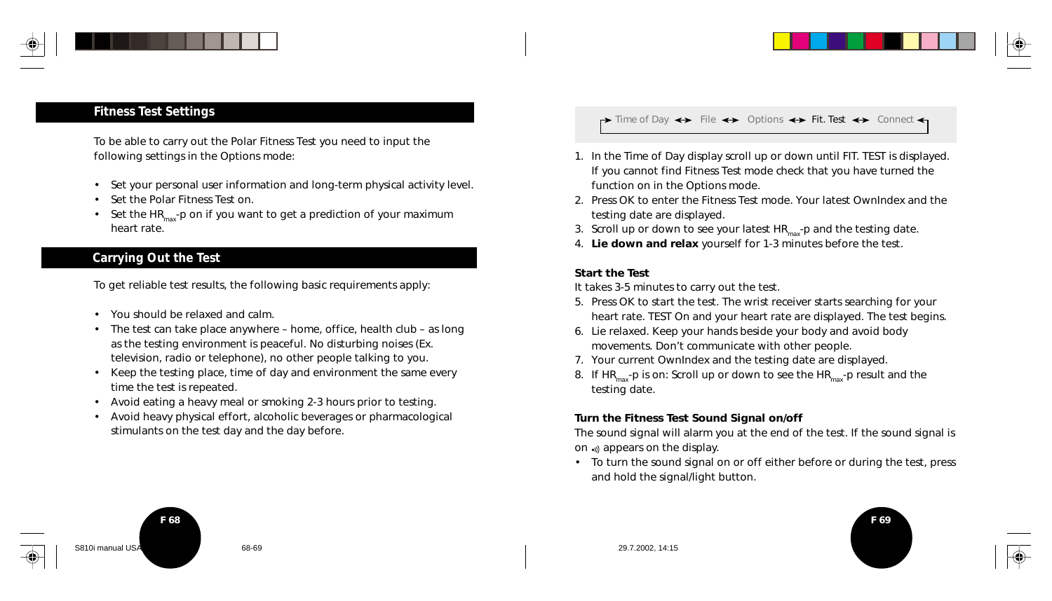## Fitness Test Settings

To be able to carry out the Polar Fitness Test you need to input the following settings in the Options mode:

- Set your personal user information and long-term physical activity level.
- Set the Polar Fitness Test on.
- Set the $HR_{max}$-p on if you want to get a prediction of your maximum heart rate.

## Carrying Out the Test

To get reliable test results, the following basic requirements apply:

- You should be relaxed and calm.
- The test can take place anywhere – home, office, health club – as long as the testing environment is peaceful. No disturbing noises (Ex. television, radio or telephone), no other people talking to you.
- Keep the testing place, time of day and environment the same every time the test is repeated.
- Avoid eating a heavy meal or smoking 2-3 hours prior to testing.
- Avoid heavy physical effort, alcoholic beverages or pharmacological stimulants on the test day and the day before.

Time of Day ↔ File ↔ Options ↔ Fit. Test ↔ Connect

1. In the Time of Day display scroll up or down until FIT. TEST is displayed. If you cannot find Fitness Test mode check that you have turned the function on in the Options mode.
2. Press OK to enter the Fitness Test mode. Your latest OwnIndex and the testing date are displayed.
3. Scroll up or down to see your latest $HR_{max}$-p and the testing date.
4. **Lie down and relax** yourself for 1-3 minutes before the test.

**Start the Test**

It takes 3-5 minutes to carry out the test.

5. Press OK to start the test. The wrist receiver starts searching for your heart rate. TEST On and your heart rate are displayed. The test begins.
6. Lie relaxed. Keep your hands beside your body and avoid body movements. Don't communicate with other people.
7. Your current OwnIndex and the testing date are displayed.
8. If $HR_{max}$-p is on: Scroll up or down to see the $HR_{max}$-p result and the testing date.

**Turn the Fitness Test Sound Signal on/off**

The sound signal will alarm you at the end of the test. If the sound signal is on •))) appears on the display.

- To turn the sound signal on or off either before or during the test, press and hold the signal/light button.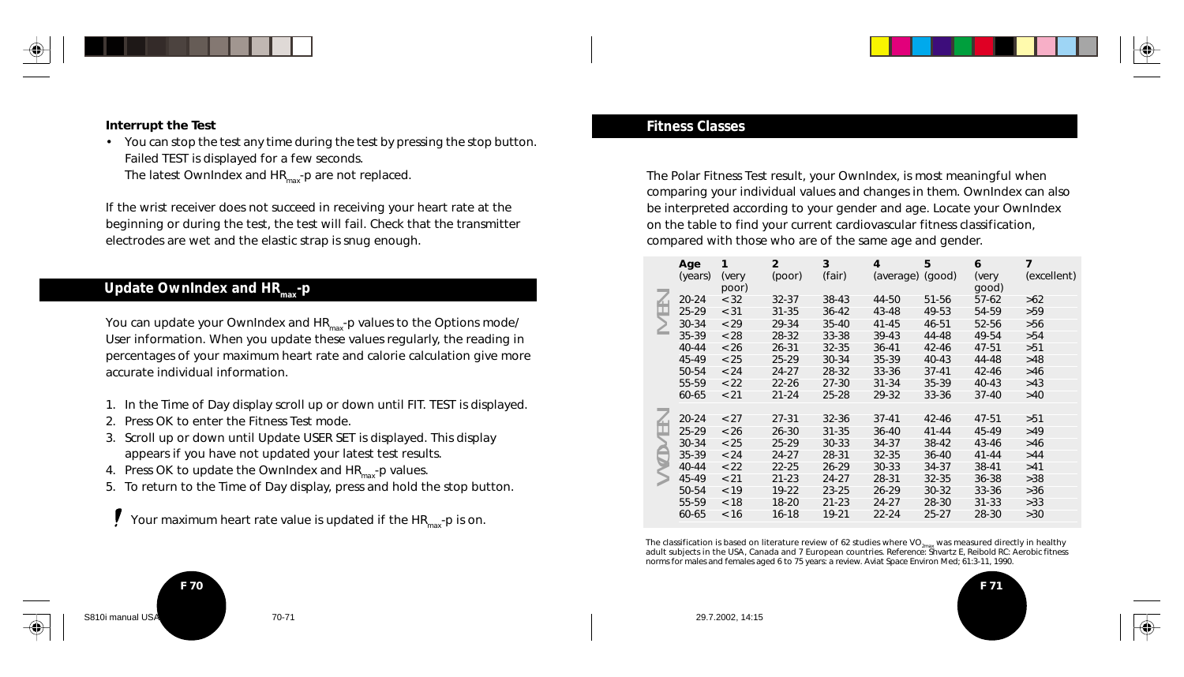**Interrupt the Test**

- You can stop the test any time during the test by pressing the stop button. Failed TEST is displayed for a few seconds.
  The latest OwnIndex and $HR_{max}$-p are not replaced.

If the wrist receiver does not succeed in receiving your heart rate at the beginning or during the test, the test will fail. Check that the transmitter electrodes are wet and the elastic strap is snug enough.

## Update OwnIndex and $HR_{max}$-p

You can update your OwnIndex and $HR_{max}$-p values to the Options mode/ User information. When you update these values regularly, the reading in percentages of your maximum heart rate and calorie calculation give more accurate individual information.

1. In the Time of Day display scroll up or down until FIT. TEST is displayed.
2. Press OK to enter the Fitness Test mode.
3. Scroll up or down until Update USER SET is displayed. This display appears if you have not updated your latest test results.
4. Press OK to update the OwnIndex and $HR_{max}$-p values.
5. To return to the Time of Day display, press and hold the stop button.

! Your maximum heart rate value is updated if the $HR_{max}$-p is on.

## Fitness Classes

The Polar Fitness Test result, your OwnIndex, is most meaningful when comparing your individual values and changes in them. OwnIndex can also be interpreted according to your gender and age. Locate your OwnIndex on the table to find your current cardiovascular fitness classification, compared with those who are of the same age and gender.

| | Age (years) | 1 (very poor) | 2 (poor) | 3 (fair) | 4 (average) | 5 (good) | 6 (very good) | 7 (excellent) |
|---|---|---|---|---|---|---|---|---|
| MEN | 20-24 | <32 | 32-37 | 38-43 | 44-50 | 51-56 | 57-62 | >62 |
| | 25-29 | <31 | 31-35 | 36-42 | 43-48 | 49-53 | 54-59 | >59 |
| | 30-34 | <29 | 29-34 | 35-40 | 41-45 | 46-51 | 52-56 | >56 |
| | 35-39 | <28 | 28-32 | 33-38 | 39-43 | 44-48 | 49-54 | >54 |
| | 40-44 | <26 | 26-31 | 32-35 | 36-41 | 42-46 | 47-51 | >51 |
| | 45-49 | <25 | 25-29 | 30-34 | 35-39 | 40-43 | 44-48 | >48 |
| | 50-54 | <24 | 24-27 | 28-32 | 33-36 | 37-41 | 42-46 | >46 |
| | 55-59 | <22 | 22-26 | 27-30 | 31-34 | 35-39 | 40-43 | >43 |
| | 60-65 | <21 | 21-24 | 25-28 | 29-32 | 33-36 | 37-40 | >40 |
| WOMEN | 20-24 | <27 | 27-31 | 32-36 | 37-41 | 42-46 | 47-51 | >51 |
| | 25-29 | <26 | 26-30 | 31-35 | 36-40 | 41-44 | 45-49 | >49 |
| | 30-34 | <25 | 25-29 | 30-33 | 34-37 | 38-42 | 43-46 | >46 |
| | 35-39 | <24 | 24-27 | 28-31 | 32-35 | 36-40 | 41-44 | >44 |
| | 40-44 | <22 | 22-25 | 26-29 | 30-33 | 34-37 | 38-41 | >41 |
| | 45-49 | <21 | 21-23 | 24-27 | 28-31 | 32-35 | 36-38 | >38 |
| | 50-54 | <19 | 19-22 | 23-25 | 26-29 | 30-32 | 33-36 | >36 |
| | 55-59 | <18 | 18-20 | 21-23 | 24-27 | 28-30 | 31-33 | >33 |
| | 60-65 | <16 | 16-18 | 19-21 | 22-24 | 25-27 | 28-30 | >30 |

The classification is based on literature review of 62 studies where $VO_{2max}$ was measured directly in healthy adult subjects in the USA, Canada and 7 European countries. Reference: Shvartz E, Reibold RC: Aerobic fitness norms for males and females aged 6 to 75 years: a review. Aviat Space Environ Med; 61:3-11, 1990.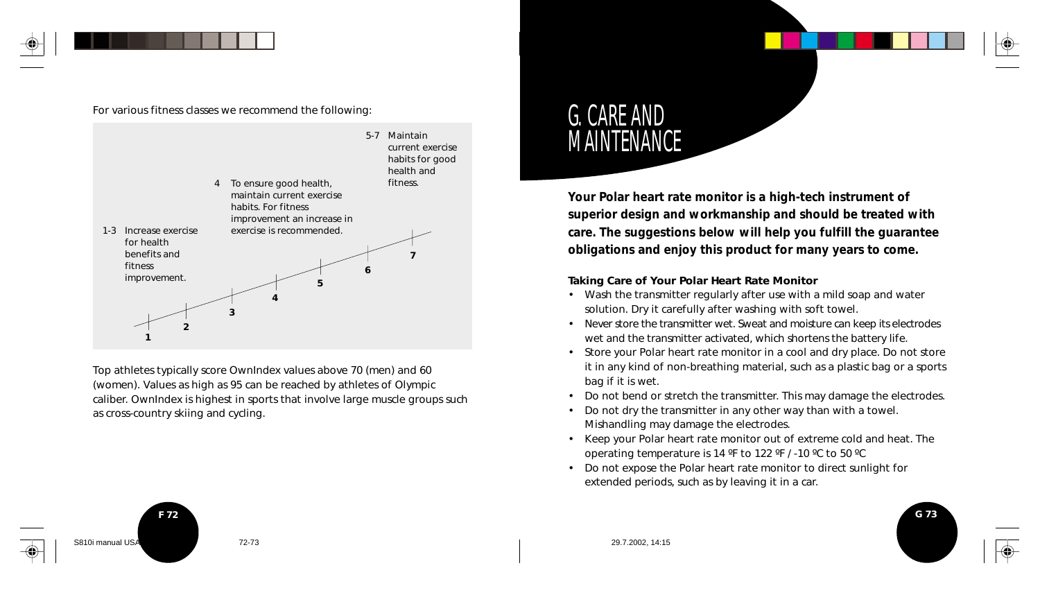For various fitness classes we recommend the following:

| Fitness class | Recommendation |
|---|---|
| 1-3 | Increase exercise for health benefits and fitness improvement. |
| 4 | To ensure good health, maintain current exercise habits. For fitness improvement an increase in exercise is recommended. |
| 5-7 | Maintain current exercise habits for good health and fitness. |

Top athletes typically score OwnIndex values above 70 (men) and 60 (women). Values as high as 95 can be reached by athletes of Olympic caliber. OwnIndex is highest in sports that involve large muscle groups such as cross-country skiing and cycling.

# G. CARE AND MAINTENANCE

**Your Polar heart rate monitor is a high-tech instrument of superior design and workmanship and should be treated with care. The suggestions below will help you fulfill the guarantee obligations and enjoy this product for many years to come.**

**Taking Care of Your Polar Heart Rate Monitor**

- Wash the transmitter regularly after use with a mild soap and water solution. Dry it carefully after washing with soft towel.
- Never store the transmitter wet. Sweat and moisture can keep its electrodes wet and the transmitter activated, which shortens the battery life.
- Store your Polar heart rate monitor in a cool and dry place. Do not store it in any kind of non-breathing material, such as a plastic bag or a sports bag if it is wet.
- Do not bend or stretch the transmitter. This may damage the electrodes.
- Do not dry the transmitter in any other way than with a towel. Mishandling may damage the electrodes.
- Keep your Polar heart rate monitor out of extreme cold and heat. The operating temperature is 14 ºF to 122 ºF / -10 ºC to 50 ºC
- Do not expose the Polar heart rate monitor to direct sunlight for extended periods, such as by leaving it in a car.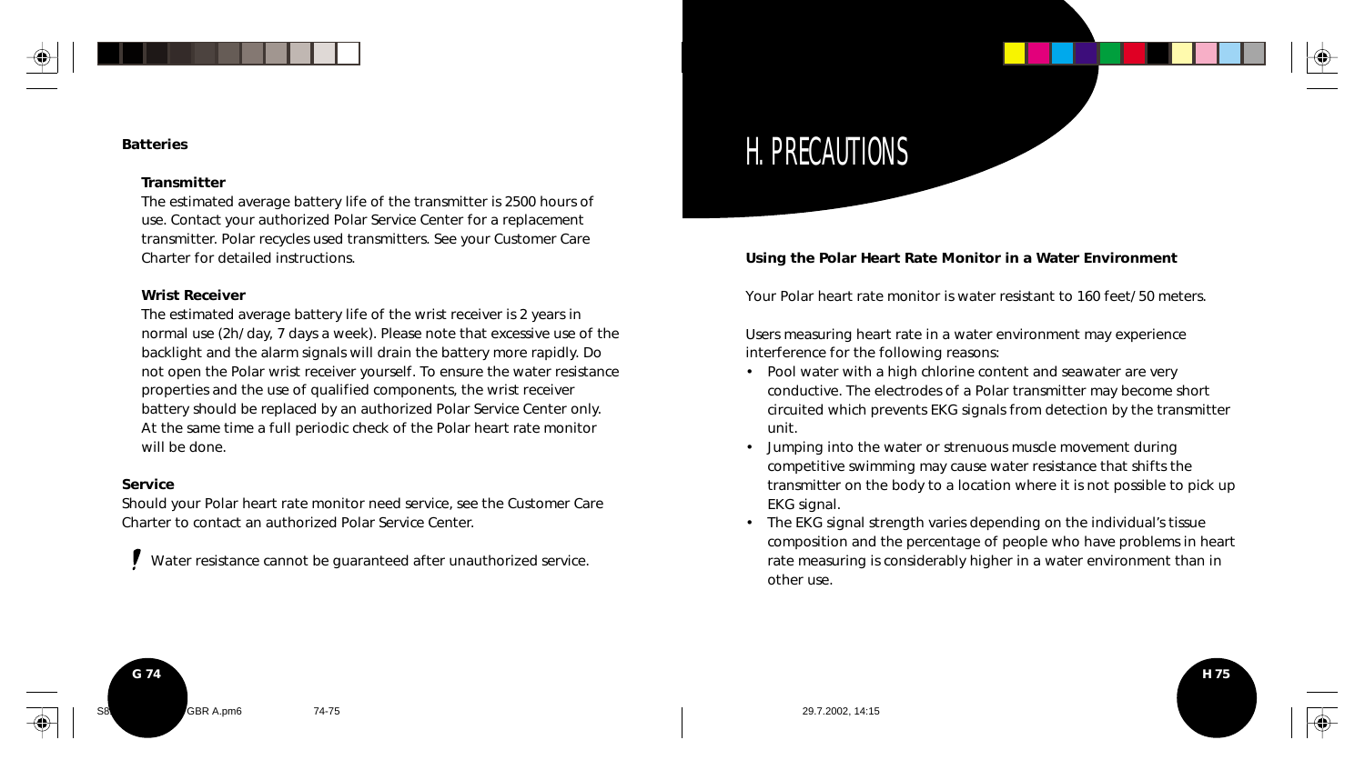### Batteries

#### Transmitter

The estimated average battery life of the transmitter is 2500 hours of use. Contact your authorized Polar Service Center for a replacement transmitter. Polar recycles used transmitters. See your Customer Care Charter for detailed instructions.

#### Wrist Receiver

The estimated average battery life of the wrist receiver is 2 years in normal use (2h/day, 7 days a week). Please note that excessive use of the backlight and the alarm signals will drain the battery more rapidly. Do not open the Polar wrist receiver yourself. To ensure the water resistance properties and the use of qualified components, the wrist receiver battery should be replaced by an authorized Polar Service Center only. At the same time a full periodic check of the Polar heart rate monitor will be done.

### Service

Should your Polar heart rate monitor need service, see the Customer Care Charter to contact an authorized Polar Service Center.

! Water resistance cannot be guaranteed after unauthorized service.

# H. PRECAUTIONS

**Using the Polar Heart Rate Monitor in a Water Environment**

Your Polar heart rate monitor is water resistant to 160 feet/50 meters.

Users measuring heart rate in a water environment may experience interference for the following reasons:

- Pool water with a high chlorine content and seawater are very conductive. The electrodes of a Polar transmitter may become short circuited which prevents EKG signals from detection by the transmitter unit.
- Jumping into the water or strenuous muscle movement during competitive swimming may cause water resistance that shifts the transmitter on the body to a location where it is not possible to pick up EKG signal.
- The EKG signal strength varies depending on the individual's tissue composition and the percentage of people who have problems in heart rate measuring is considerably higher in a water environment than in other use.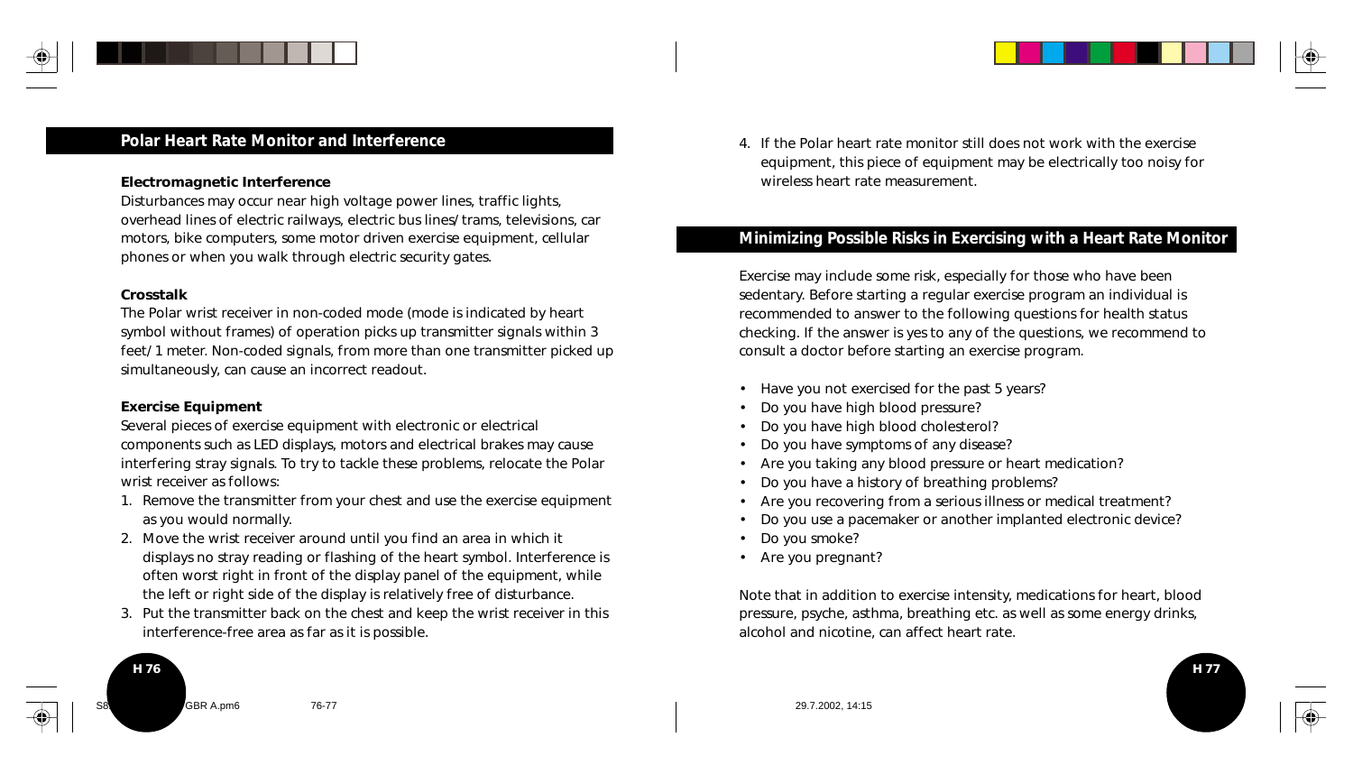## Polar Heart Rate Monitor and Interference

**Electromagnetic Interference**
Disturbances may occur near high voltage power lines, traffic lights, overhead lines of electric railways, electric bus lines/trams, televisions, car motors, bike computers, some motor driven exercise equipment, cellular phones or when you walk through electric security gates.

**Crosstalk**
The Polar wrist receiver in non-coded mode (mode is indicated by heart symbol without frames) of operation picks up transmitter signals within 3 feet/1 meter. Non-coded signals, from more than one transmitter picked up simultaneously, can cause an incorrect readout.

**Exercise Equipment**
Several pieces of exercise equipment with electronic or electrical components such as LED displays, motors and electrical brakes may cause interfering stray signals. To try to tackle these problems, relocate the Polar wrist receiver as follows:

1. Remove the transmitter from your chest and use the exercise equipment as you would normally.
2. Move the wrist receiver around until you find an area in which it displays no stray reading or flashing of the heart symbol. Interference is often worst right in front of the display panel of the equipment, while the left or right side of the display is relatively free of disturbance.
3. Put the transmitter back on the chest and keep the wrist receiver in this interference-free area as far as it is possible.
4. If the Polar heart rate monitor still does not work with the exercise equipment, this piece of equipment may be electrically too noisy for wireless heart rate measurement.

## Minimizing Possible Risks in Exercising with a Heart Rate Monitor

Exercise may include some risk, especially for those who have been sedentary. Before starting a regular exercise program an individual is recommended to answer to the following questions for health status checking. If the answer is yes to any of the questions, we recommend to consult a doctor before starting an exercise program.

- Have you not exercised for the past 5 years?
- Do you have high blood pressure?
- Do you have high blood cholesterol?
- Do you have symptoms of any disease?
- Are you taking any blood pressure or heart medication?
- Do you have a history of breathing problems?
- Are you recovering from a serious illness or medical treatment?
- Do you use a pacemaker or another implanted electronic device?
- Do you smoke?
- Are you pregnant?

Note that in addition to exercise intensity, medications for heart, blood pressure, psyche, asthma, breathing etc. as well as some energy drinks, alcohol and nicotine, can affect heart rate.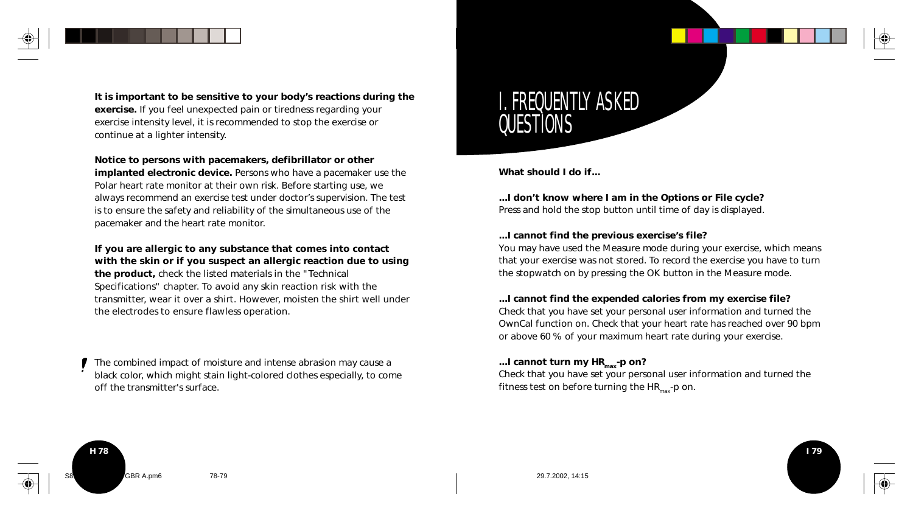**It is important to be sensitive to your body's reactions during the exercise.** If you feel unexpected pain or tiredness regarding your exercise intensity level, it is recommended to stop the exercise or continue at a lighter intensity.

**Notice to persons with pacemakers, defibrillator or other implanted electronic device.** Persons who have a pacemaker use the Polar heart rate monitor at their own risk. Before starting use, we always recommend an exercise test under doctor's supervision. The test is to ensure the safety and reliability of the simultaneous use of the pacemaker and the heart rate monitor.

**If you are allergic to any substance that comes into contact with the skin or if you suspect an allergic reaction due to using the product,** check the listed materials in the "Technical Specifications" chapter. To avoid any skin reaction risk with the transmitter, wear it over a shirt. However, moisten the shirt well under the electrodes to ensure flawless operation.

! The combined impact of moisture and intense abrasion may cause a black color, which might stain light-colored clothes especially, to come off the transmitter's surface.

# I. FREQUENTLY ASKED QUESTIONS

**What should I do if...**

**...I don't know where I am in the Options or File cycle?**
Press and hold the stop button until time of day is displayed.

**...I cannot find the previous exercise's file?**
You may have used the Measure mode during your exercise, which means that your exercise was not stored. To record the exercise you have to turn the stopwatch on by pressing the OK button in the Measure mode.

**...I cannot find the expended calories from my exercise file?**
Check that you have set your personal user information and turned the OwnCal function on. Check that your heart rate has reached over 90 bpm or above 60 % of your maximum heart rate during your exercise.

**...I cannot turn my $HR_{max}$-p on?**
Check that you have set your personal user information and turned the fitness test on before turning the $HR_{max}$-p on.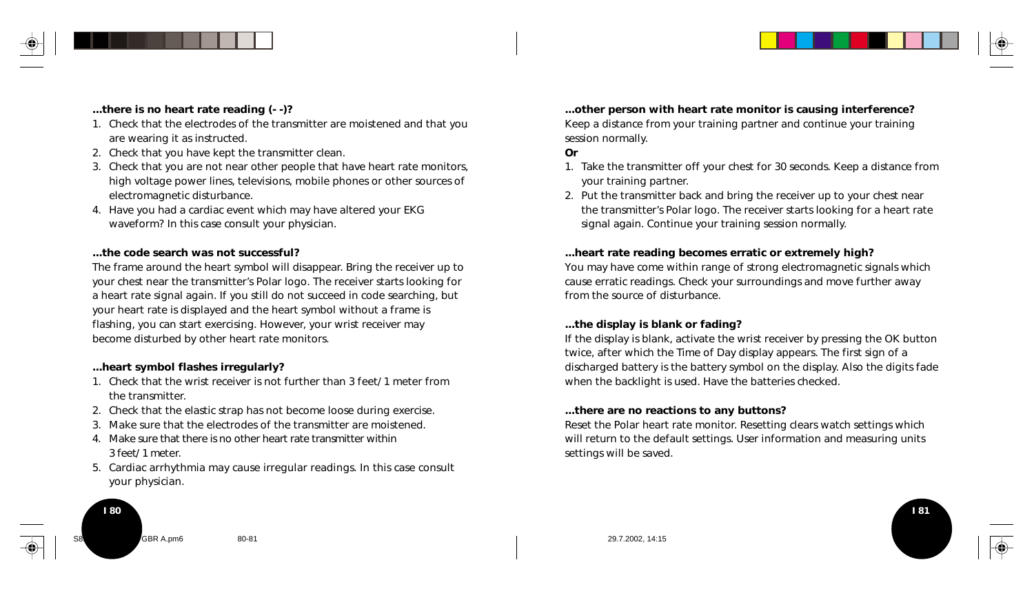**...there is no heart rate reading (- -)?**

1. Check that the electrodes of the transmitter are moistened and that you are wearing it as instructed.
2. Check that you have kept the transmitter clean.
3. Check that you are not near other people that have heart rate monitors, high voltage power lines, televisions, mobile phones or other sources of electromagnetic disturbance.
4. Have you had a cardiac event which may have altered your EKG waveform? In this case consult your physician.

**...the code search was not successful?**

The frame around the heart symbol will disappear. Bring the receiver up to your chest near the transmitter's Polar logo. The receiver starts looking for a heart rate signal again. If you still do not succeed in code searching, but your heart rate is displayed and the heart symbol without a frame is flashing, you can start exercising. However, your wrist receiver may become disturbed by other heart rate monitors.

**...heart symbol flashes irregularly?**

1. Check that the wrist receiver is not further than 3 feet/1 meter from the transmitter.
2. Check that the elastic strap has not become loose during exercise.
3. Make sure that the electrodes of the transmitter are moistened.
4. Make sure that there is no other heart rate transmitter within 3 feet/1 meter.
5. Cardiac arrhythmia may cause irregular readings. In this case consult your physician.

**...other person with heart rate monitor is causing interference?**

Keep a distance from your training partner and continue your training session normally.

**Or**

1. Take the transmitter off your chest for 30 seconds. Keep a distance from your training partner.
2. Put the transmitter back and bring the receiver up to your chest near the transmitter's Polar logo. The receiver starts looking for a heart rate signal again. Continue your training session normally.

**...heart rate reading becomes erratic or extremely high?**

You may have come within range of strong electromagnetic signals which cause erratic readings. Check your surroundings and move further away from the source of disturbance.

**...the display is blank or fading?**

If the display is blank, activate the wrist receiver by pressing the OK button twice, after which the Time of Day display appears. The first sign of a discharged battery is the battery symbol on the display. Also the digits fade when the backlight is used. Have the batteries checked.

**...there are no reactions to any buttons?**

Reset the Polar heart rate monitor. Resetting clears watch settings which will return to the default settings. User information and measuring units settings will be saved.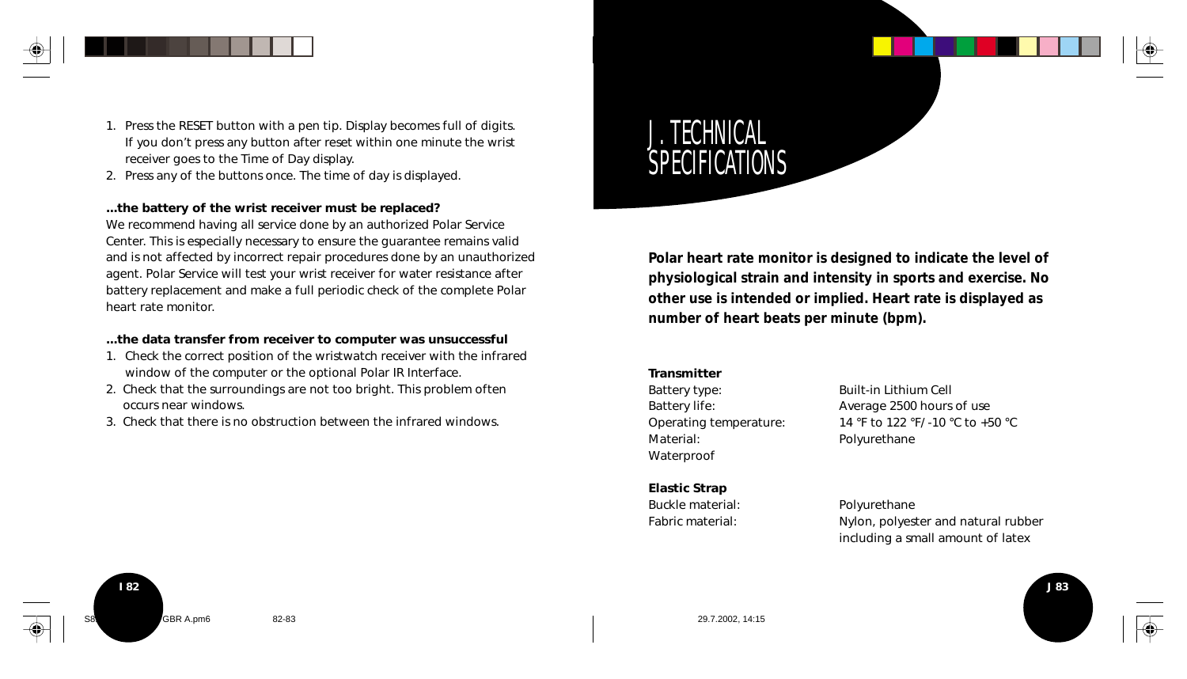1. Press the RESET button with a pen tip. Display becomes full of digits. If you don't press any button after reset within one minute the wrist receiver goes to the Time of Day display.
2. Press any of the buttons once. The time of day is displayed.

**...the battery of the wrist receiver must be replaced?**

We recommend having all service done by an authorized Polar Service Center. This is especially necessary to ensure the guarantee remains valid and is not affected by incorrect repair procedures done by an unauthorized agent. Polar Service will test your wrist receiver for water resistance after battery replacement and make a full periodic check of the complete Polar heart rate monitor.

**...the data transfer from receiver to computer was unsuccessful**

1. Check the correct position of the wristwatch receiver with the infrared window of the computer or the optional Polar IR Interface.
2. Check that the surroundings are not too bright. This problem often occurs near windows.
3. Check that there is no obstruction between the infrared windows.

# J. TECHNICAL SPECIFICATIONS

**Polar heart rate monitor is designed to indicate the level of physiological strain and intensity in sports and exercise. No other use is intended or implied. Heart rate is displayed as number of heart beats per minute (bpm).**

**Transmitter**

| | |
|---|---|
| Battery type: | Built-in Lithium Cell |
| Battery life: | Average 2500 hours of use |
| Operating temperature: | 14 °F to 122 °F/ -10 °C to +50 °C |
| Material: | Polyurethane |
| Waterproof | |

**Elastic Strap**

| | |
|---|---|
| Buckle material: | Polyurethane |
| Fabric material: | Nylon, polyester and natural rubber including a small amount of latex |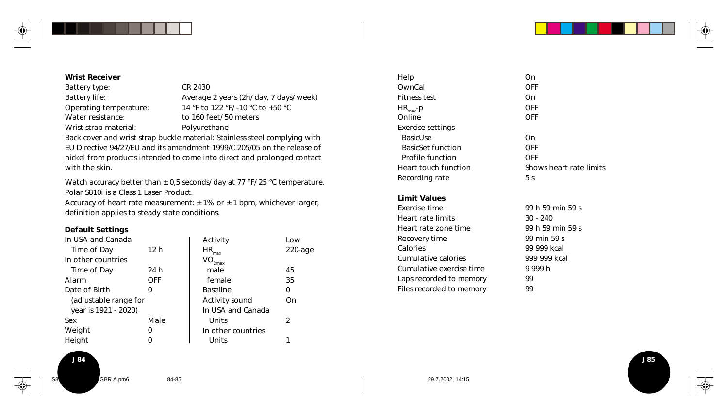**Wrist Receiver**

| | |
|---|---|
| Battery type: | CR 2430 |
| Battery life: | Average 2 years (2h/day, 7 days/week) |
| Operating temperature: | 14 °F to 122 °F/ -10 °C to +50 °C |
| Water resistance: | to 160 feet/50 meters |
| Wrist strap material: | Polyurethane |

Back cover and wrist strap buckle material: Stainless steel complying with EU Directive 94/27/EU and its amendment 1999/C 205/05 on the release of nickel from products intended to come into direct and prolonged contact with the skin.

Watch accuracy better than ± 0,5 seconds/day at 77 °F/25 °C temperature.
Polar S810i is a Class 1 Laser Product.
Accuracy of heart rate measurement: ± 1% or ± 1 bpm, whichever larger, definition applies to steady state conditions.

**Default Settings**

| | |
|---|---|
| In USA and Canada | |
| Time of Day | 12 h |
| In other countries | |
| Time of Day | 24 h |
| Alarm | OFF |
| Date of Birth (adjustable range for year is 1921 - 2020) | 0 |
| Sex | Male |
| Weight | 0 |
| Height | 0 |
| Activity | Low |
| $HR_{max}$ | 220-age |
| $VO_{2max}$ | |
| male | 45 |
| female | 35 |
| Baseline | 0 |
| Activity sound | On |
| In USA and Canada | |
| Units | 2 |
| In other countries | |
| Units | 1 |
| Help | On |
| OwnCal | OFF |
| Fitness test | On |
| $HR_{max}$-p | OFF |
| Online | OFF |
| Exercise settings | |
| BasicUse | On |
| BasicSet function | OFF |
| Profile function | OFF |
| Heart touch function | Shows heart rate limits |
| Recording rate | 5 s |

**Limit Values**

| | |
|---|---|
| Exercise time | 99 h 59 min 59 s |
| Heart rate limits | 30 - 240 |
| Heart rate zone time | 99 h 59 min 59 s |
| Recovery time | 99 min 59 s |
| Calories | 99 999 kcal |
| Cumulative calories | 999 999 kcal |
| Cumulative exercise time | 9 999 h |
| Laps recorded to memory | 99 |
| Files recorded to memory | 99 |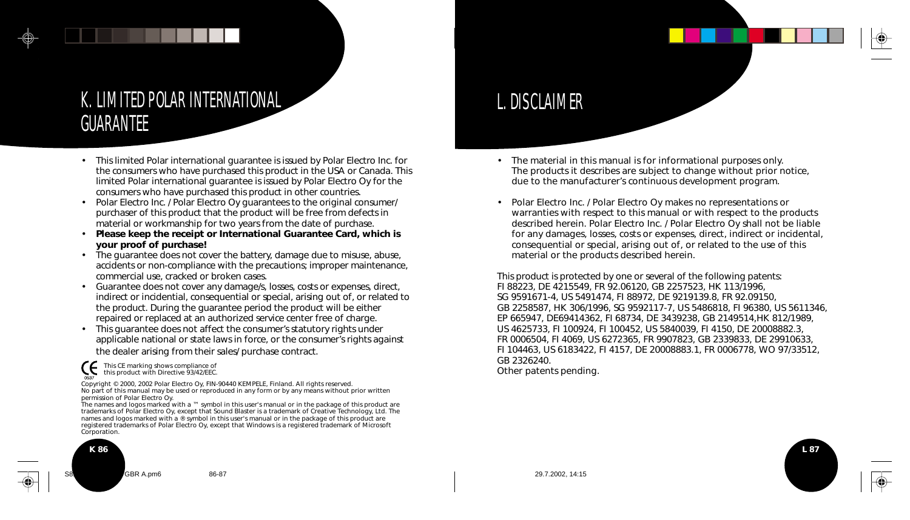# K. LIMITED POLAR INTERNATIONAL GUARANTEE

- This limited Polar international guarantee is issued by Polar Electro Inc. for the consumers who have purchased this product in the USA or Canada. This limited Polar international guarantee is issued by Polar Electro Oy for the consumers who have purchased this product in other countries.
- Polar Electro Inc. / Polar Electro Oy guarantees to the original consumer/ purchaser of this product that the product will be free from defects in material or workmanship for two years from the date of purchase.
- **Please keep the receipt or International Guarantee Card, which is your proof of purchase!**
- The guarantee does not cover the battery, damage due to misuse, abuse, accidents or non-compliance with the precautions; improper maintenance, commercial use, cracked or broken cases.
- Guarantee does not cover any damage/s, losses, costs or expenses, direct, indirect or incidential, consequential or special, arising out of, or related to the product. During the guarantee period the product will be either repaired or replaced at an authorized service center free of charge.
- This guarantee does not affect the consumer's statutory rights under applicable national or state laws in force, or the consumer's rights against the dealer arising from their sales/purchase contract.

CE 0537 This CE marking shows compliance of this product with Directive 93/42/EEC.

Copyright © 2000, 2002 Polar Electro Oy, FIN-90440 KEMPELE, Finland. All rights reserved.
No part of this manual may be used or reproduced in any form or by any means without prior written permission of Polar Electro Oy.
The names and logos marked with a ™ symbol in this user's manual or in the package of this product are trademarks of Polar Electro Oy, except that Sound Blaster is a trademark of Creative Technology, Ltd. The names and logos marked with a ® symbol in this user's manual or in the package of this product are registered trademarks of Polar Electro Oy, except that Windows is a registered trademark of Microsoft Corporation.

# L. DISCLAIMER

- The material in this manual is for informational purposes only. The products it describes are subject to change without prior notice, due to the manufacturer's continuous development program.

- Polar Electro Inc. / Polar Electro Oy makes no representations or warranties with respect to this manual or with respect to the products described herein. Polar Electro Inc. / Polar Electro Oy shall not be liable for any damages, losses, costs or expenses, direct, indirect or incidental, consequential or special, arising out of, or related to the use of this material or the products described herein.

This product is protected by one or several of the following patents:
FI 88223, DE 4215549, FR 92.06120, GB 2257523, HK 113/1996, SG 9591671-4, US 5491474, FI 88972, DE 9219139.8, FR 92.09150, GB 2258587, HK 306/1996, SG 9592117-7, US 5486818, FI 96380, US 5611346, EP 665947, DE69414362, FI 68734, DE 3439238, GB 2149514,HK 812/1989, US 4625733, FI 100924, FI 100452, US 5840039, FI 4150, DE 20008882.3, FR 0006504, FI 4069, US 6272365, FR 9907823, GB 2339833, DE 29910633, FI 104463, US 6183422, FI 4157, DE 20008883.1, FR 0006778, WO 97/33512, GB 2326240.
Other patents pending.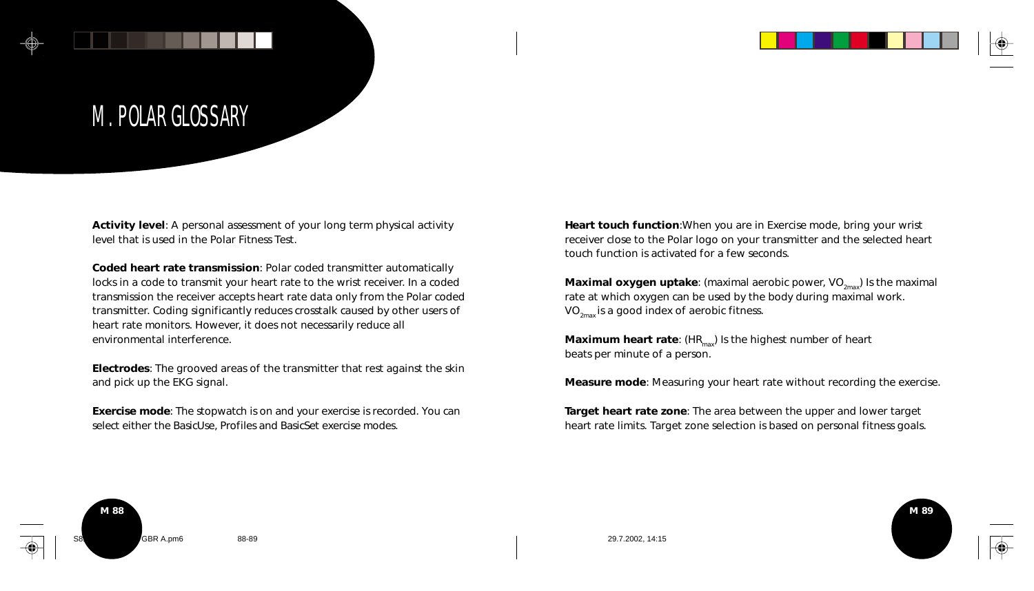# M. POLAR GLOSSARY

**Activity level**: A personal assessment of your long term physical activity level that is used in the Polar Fitness Test.

**Coded heart rate transmission**: Polar coded transmitter automatically locks in a code to transmit your heart rate to the wrist receiver. In a coded transmission the receiver accepts heart rate data only from the Polar coded transmitter. Coding significantly reduces crosstalk caused by other users of heart rate monitors. However, it does not necessarily reduce all environmental interference.

**Electrodes**: The grooved areas of the transmitter that rest against the skin and pick up the EKG signal.

**Exercise mode**: The stopwatch is on and your exercise is recorded. You can select either the BasicUse, Profiles and BasicSet exercise modes.

**Heart touch function**:When you are in Exercise mode, bring your wrist receiver close to the Polar logo on your transmitter and the selected heart touch function is activated for a few seconds.

**Maximal oxygen uptake**: (maximal aerobic power, $VO_{2max}$) Is the maximal rate at which oxygen can be used by the body during maximal work. $VO_{2max}$ is a good index of aerobic fitness.

**Maximum heart rate**: ($HR_{max}$) Is the highest number of heart beats per minute of a person.

**Measure mode**: Measuring your heart rate without recording the exercise.

**Target heart rate zone**: The area between the upper and lower target heart rate limits. Target zone selection is based on personal fitness goals.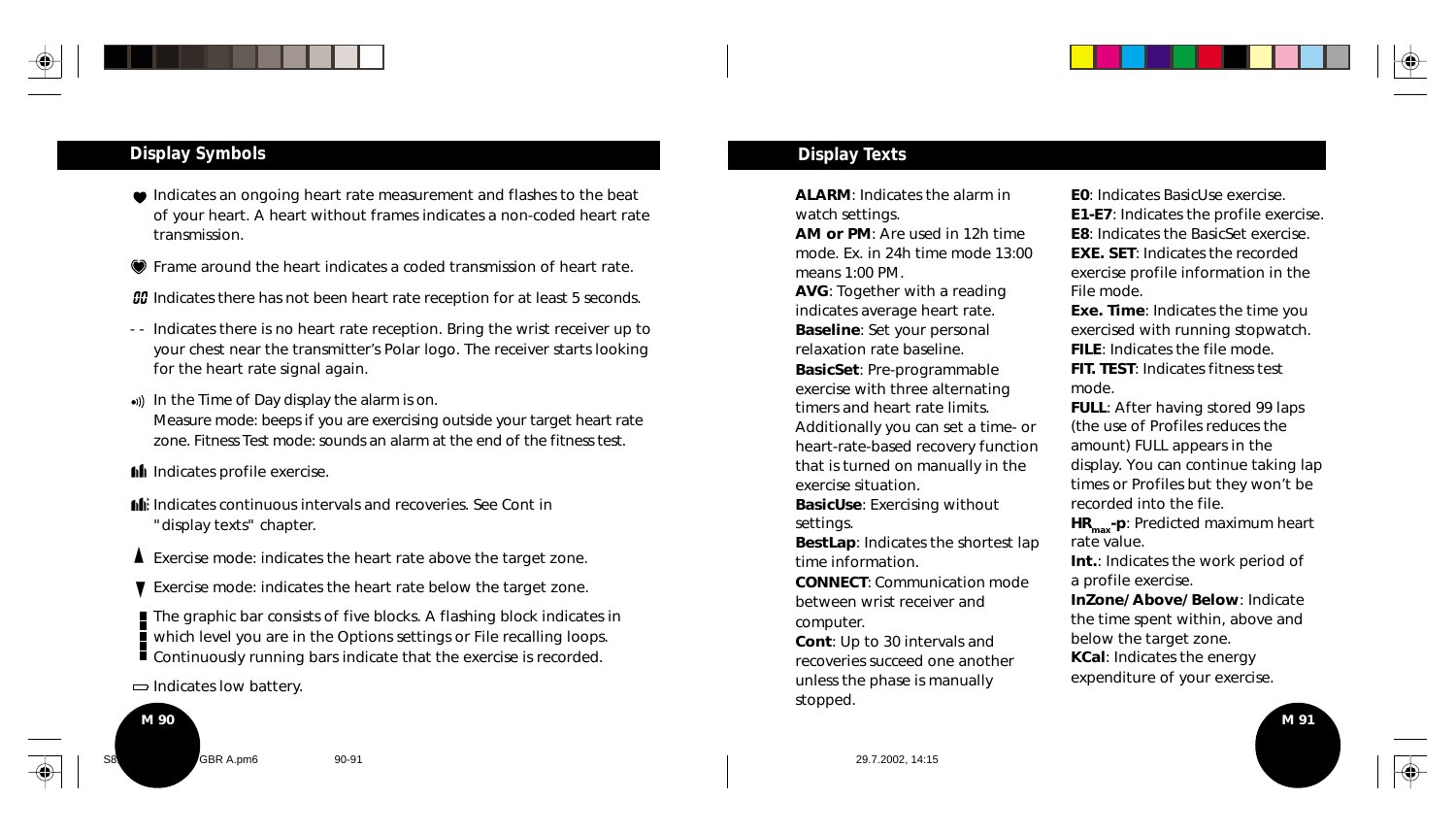## Display Symbols

- Indicates an ongoing heart rate measurement and flashes to the beat of your heart. A heart without frames indicates a non-coded heart rate transmission.
- Frame around the heart indicates a coded transmission of heart rate.
- 00 Indicates there has not been heart rate reception for at least 5 seconds.
- \- - Indicates there is no heart rate reception. Bring the wrist receiver up to your chest near the transmitter's Polar logo. The receiver starts looking for the heart rate signal again.
- In the Time of Day display the alarm is on. Measure mode: beeps if you are exercising outside your target heart rate zone. Fitness Test mode: sounds an alarm at the end of the fitness test.
- Indicates profile exercise.
- Indicates continuous intervals and recoveries. See Cont in "display texts" chapter.
- Exercise mode: indicates the heart rate above the target zone.
- Exercise mode: indicates the heart rate below the target zone.
- The graphic bar consists of five blocks. A flashing block indicates in which level you are in the Options settings or File recalling loops. Continuously running bars indicate that the exercise is recorded.
- Indicates low battery.

## Display Texts

**ALARM**: Indicates the alarm in watch settings.
**AM or PM**: Are used in 12h time mode. Ex. in 24h time mode 13:00 means 1:00 PM.
**AVG**: Together with a reading indicates average heart rate.
**Baseline**: Set your personal relaxation rate baseline.
**BasicSet**: Pre-programmable exercise with three alternating timers and heart rate limits. Additionally you can set a time- or heart-rate-based recovery function that is turned on manually in the exercise situation.
**BasicUse**: Exercising without settings.
**BestLap**: Indicates the shortest lap time information.
**CONNECT**: Communication mode between wrist receiver and computer.
**Cont**: Up to 30 intervals and recoveries succeed one another unless the phase is manually stopped.
**E0**: Indicates BasicUse exercise.
**E1-E7**: Indicates the profile exercise.
**E8**: Indicates the BasicSet exercise.
**EXE. SET**: Indicates the recorded exercise profile information in the File mode.
**Exe. Time**: Indicates the time you exercised with running stopwatch.
**FILE**: Indicates the file mode.
**FIT. TEST**: Indicates fitness test mode.
**FULL**: After having stored 99 laps (the use of Profiles reduces the amount) FULL appears in the display. You can continue taking lap times or Profiles but they won't be recorded into the file.
**$HR_{max}$-p**: Predicted maximum heart rate value.
**Int.**: Indicates the work period of a profile exercise.
**InZone/Above/Below**: Indicate the time spent within, above and below the target zone.
**KCal**: Indicates the energy expenditure of your exercise.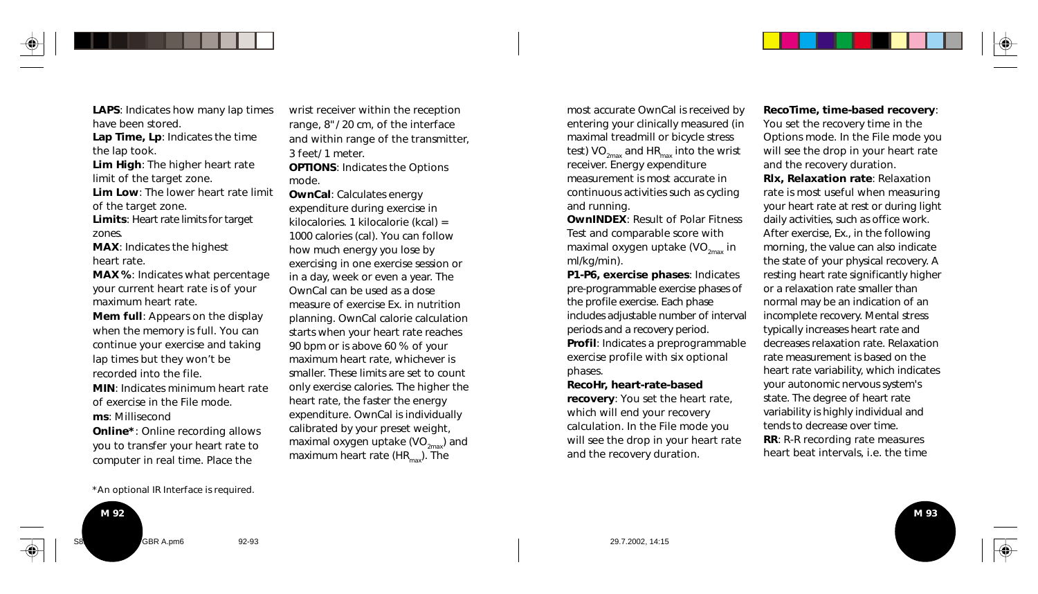**LAPS**: Indicates how many lap times have been stored.

**Lap Time, Lp**: Indicates the time the lap took.

**Lim High**: The higher heart rate limit of the target zone.

**Lim Low**: The lower heart rate limit of the target zone.

**Limits**: Heart rate limits for target zones.

**MAX**: Indicates the highest heart rate.

**MAX %**: Indicates what percentage your current heart rate is of your maximum heart rate.

**Mem full**: Appears on the display when the memory is full. You can continue your exercise and taking lap times but they won't be recorded into the file.

**MIN**: Indicates minimum heart rate of exercise in the File mode.

**ms**: Millisecond

**Online***: Online recording allows you to transfer your heart rate to computer in real time. Place the wrist receiver within the reception range, 8"/ 20 cm, of the interface and within range of the transmitter, 3 feet/ 1 meter.

**OPTIONS**: Indicates the Options mode.

**OwnCal**: Calculates energy expenditure during exercise in kilocalories. 1 kilocalorie (kcal) = 1000 calories (cal). You can follow how much energy you lose by exercising in one exercise session or in a day, week or even a year. The OwnCal can be used as a dose measure of exercise Ex. in nutrition planning. OwnCal calorie calculation starts when your heart rate reaches 90 bpm or is above 60 % of your maximum heart rate, whichever is smaller. These limits are set to count only exercise calories. The higher the heart rate, the faster the energy expenditure. OwnCal is individually calibrated by your preset weight, maximal oxygen uptake ($VO_{2max}$) and maximum heart rate ($HR_{max}$). The most accurate OwnCal is received by entering your clinically measured (in maximal treadmill or bicycle stress test) $VO_{2max}$ and $HR_{max}$ into the wrist receiver. Energy expenditure measurement is most accurate in continuous activities such as cycling and running.

**OwnINDEX**: Result of Polar Fitness Test and comparable score with maximal oxygen uptake ($VO_{2max}$ in ml/kg/min).

**P1-P6, exercise phases**: Indicates pre-programmable exercise phases of the profile exercise. Each phase includes adjustable number of interval periods and a recovery period.

**Profil**: Indicates a preprogrammable exercise profile with six optional phases.

**RecoHr, heart-rate-based recovery**: You set the heart rate, which will end your recovery calculation. In the File mode you will see the drop in your heart rate and the recovery duration.

**RecoTime, time-based recovery**: You set the recovery time in the Options mode. In the File mode you will see the drop in your heart rate and the recovery duration.

**Rlx, Relaxation rate**: Relaxation rate is most useful when measuring your heart rate at rest or during light daily activities, such as office work. After exercise, Ex., in the following morning, the value can also indicate the state of your physical recovery. A resting heart rate significantly higher or a relaxation rate smaller than normal may be an indication of an incomplete recovery. Mental stress typically increases heart rate and decreases relaxation rate. Relaxation rate measurement is based on the heart rate variability, which indicates your autonomic nervous system's state. The degree of heart rate variability is highly individual and tends to decrease over time.

**RR**: R-R recording rate measures heart beat intervals, i.e. the time

*An optional IR Interface is required.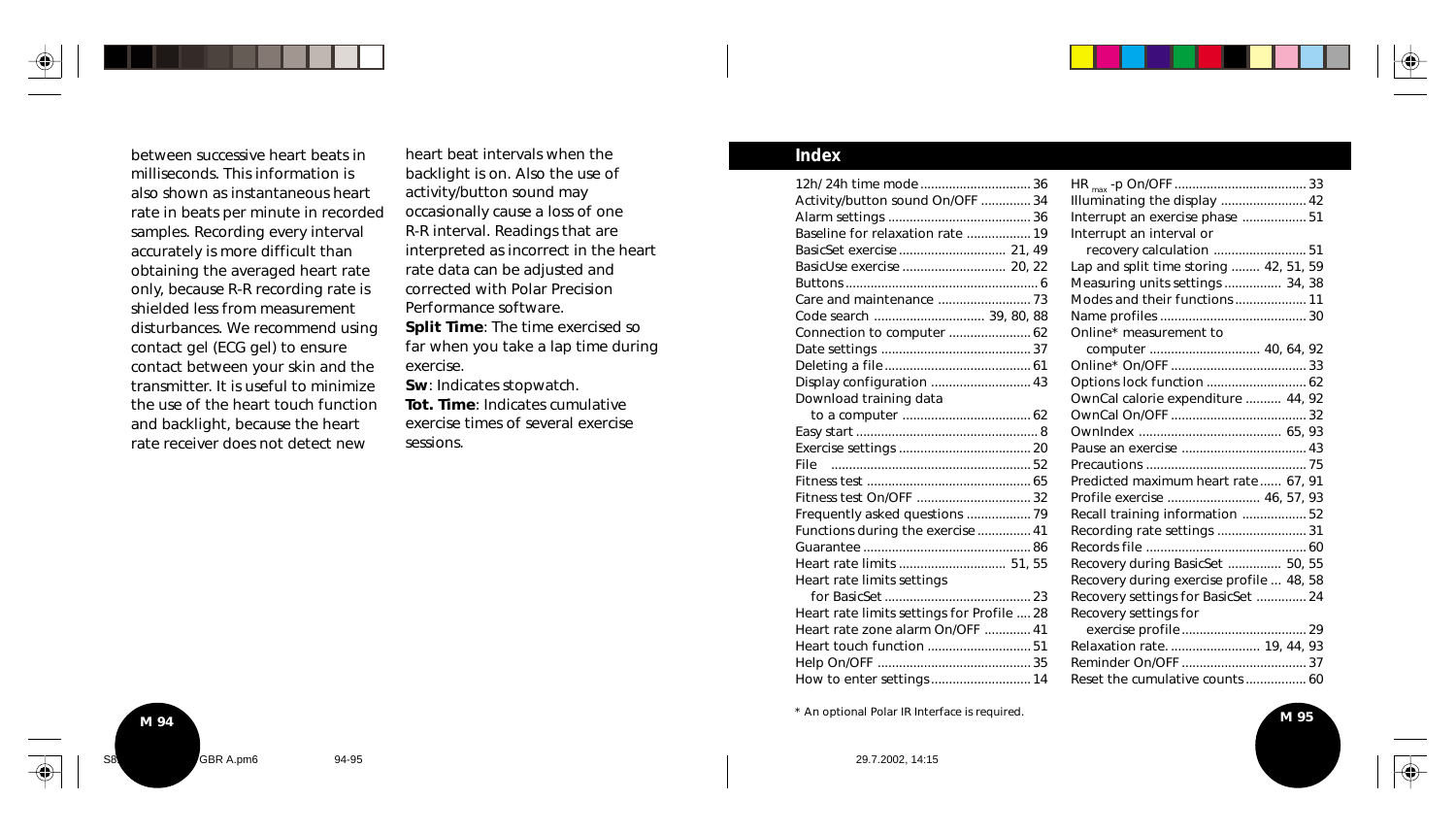between successive heart beats in milliseconds. This information is also shown as instantaneous heart rate in beats per minute in recorded samples. Recording every interval accurately is more difficult than obtaining the averaged heart rate only, because R-R recording rate is shielded less from measurement disturbances. We recommend using contact gel (ECG gel) to ensure contact between your skin and the transmitter. It is useful to minimize the use of the heart touch function and backlight, because the heart rate receiver does not detect new heart beat intervals when the backlight is on. Also the use of activity/button sound may occasionally cause a loss of one R-R interval. Readings that are interpreted as incorrect in the heart rate data can be adjusted and corrected with Polar Precision Performance software.

**Split Time**: The time exercised so far when you take a lap time during exercise.

**Sw**: Indicates stopwatch.

**Tot. Time**: Indicates cumulative exercise times of several exercise sessions.

## Index

12h/24h time mode .............................. 36
Activity/button sound On/OFF .............. 34
Alarm settings ....................................... 36
Baseline for relaxation rate .................. 19
BasicSet exercise ............................. 21, 49
BasicUse exercise ............................ 20, 22
Buttons ..................................................... 6
Care and maintenance .......................... 73
Code search .............................. 39, 80, 88
Connection to computer ....................... 62
Date settings ......................................... 37
Deleting a file ........................................ 61
Display configuration ........................... 43
Download training data to a computer ................................... 62
Easy start .................................................. 8
Exercise settings .................................... 20
File ......................................................... 52
Fitness test ............................................. 65
Fitness test On/OFF ............................... 32
Frequently asked questions .................. 79
Functions during the exercise ............... 41
Guarantee .............................................. 86
Heart rate limits ............................. 51, 55
Heart rate limits settings for BasicSet ........................................ 23
Heart rate limits settings for Profile .... 28
Heart rate zone alarm On/OFF ............. 41
Heart touch function ............................ 51
Help On/OFF .......................................... 35
How to enter settings ............................ 14
$HR_{max}$-p On/OFF .................................... 33
Illuminating the display ........................ 42
Interrupt an exercise phase .................. 51
Interrupt an interval or recovery calculation .......................... 51
Lap and split time storing ........ 42, 51, 59
Measuring units settings ................ 34, 38
Modes and their functions .................... 11
Name profiles ........................................ 30
Online* measurement to computer .............................. 40, 64, 92
Online* On/OFF ..................................... 33
Options lock function ........................... 62
OwnCal calorie expenditure .......... 44, 92
OwnCal On/OFF ..................................... 32
OwnIndex ....................................... 65, 93
Pause an exercise .................................. 43
Precautions ............................................ 75
Predicted maximum heart rate ...... 67, 91
Profile exercise .......................... 46, 57, 93
Recall training information .................. 52
Recording rate settings ......................... 31
Records file ............................................ 60
Recovery during BasicSet ............... 50, 55
Recovery during exercise profile ... 48, 58
Recovery settings for BasicSet ............. 24
Recovery settings for exercise profile .................................. 29
Relaxation rate. ......................... 19, 44, 93
Reminder On/OFF .................................. 37
Reset the cumulative counts ................ 60

* An optional Polar IR Interface is required.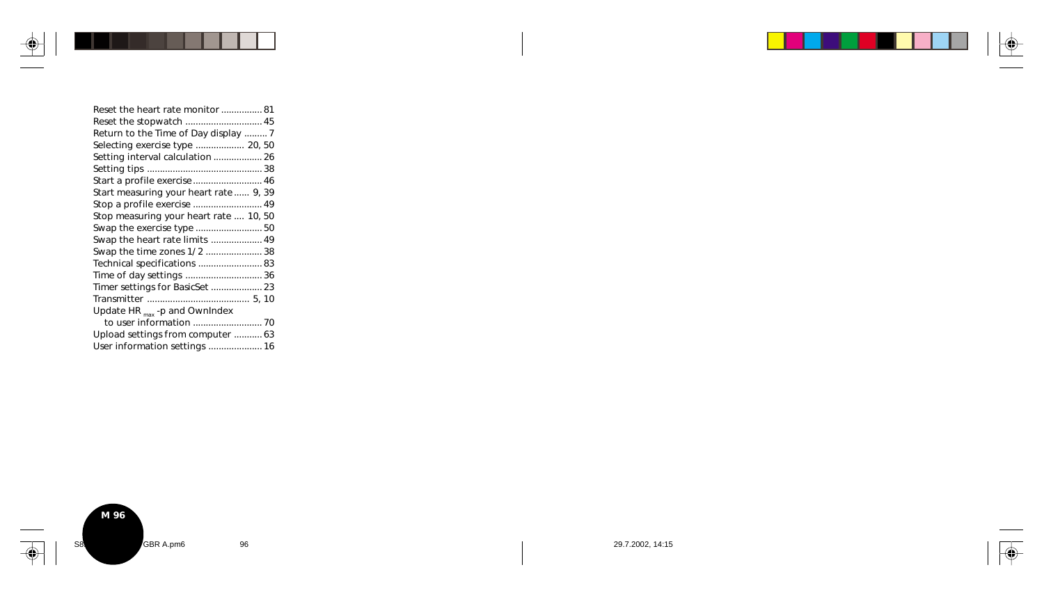Reset the heart rate monitor ................ 81
Reset the stopwatch .............................. 45
Return to the Time of Day display ......... 7
Selecting exercise type ................... 20, 50
Setting interval calculation ................... 26
Setting tips ............................................. 38
Start a profile exercise........................... 46
Start measuring your heart rate ...... 9, 39
Stop a profile exercise ........................... 49
Stop measuring your heart rate .... 10, 50
Swap the exercise type .......................... 50
Swap the heart rate limits .................... 49
Swap the time zones 1/2 ...................... 38
Technical specifications ......................... 83
Time of day settings .............................. 36
Timer settings for BasicSet .................... 23
Transmitter ........................................ 5, 10
Update $HR_{max}$ -p and OwnIndex
to user information ........................... 70
Upload settings from computer ........... 63
User information settings ..................... 16